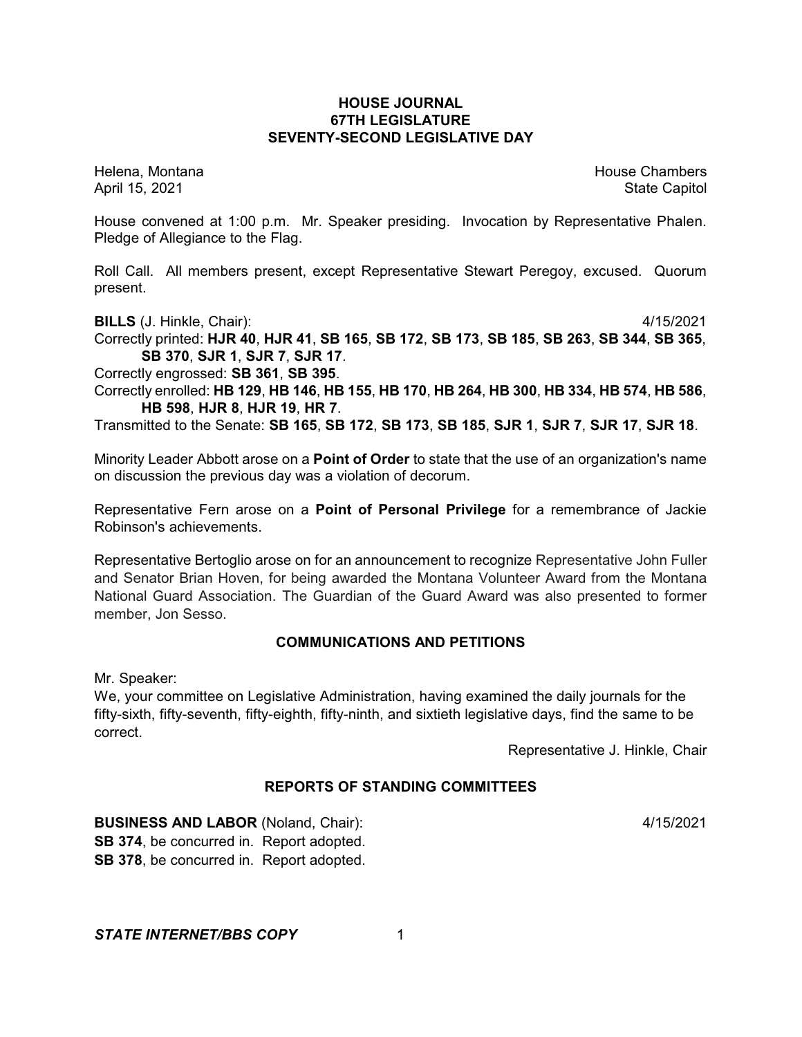# HOUSE JOURNAL
## 67TH LEGISLATURE
## SEVENTY-SECOND LEGISLATIVE DAY

Helena, Montana House Chambers
April 15, 2021 State Capitol

House convened at 1:00 p.m. Mr. Speaker presiding. Invocation by Representative Phalen. Pledge of Allegiance to the Flag.

Roll Call. All members present, except Representative Stewart Peregoy, excused. Quorum present.

**BILLS** (J. Hinkle, Chair): 4/15/2021

Correctly printed: **HJR 40**, **HJR 41**, **SB 165**, **SB 172**, **SB 173**, **SB 185**, **SB 263**, **SB 344**, **SB 365**, **SB 370**, **SJR 1**, **SJR 7**, **SJR 17**.

Correctly engrossed: **SB 361**, **SB 395**.

Correctly enrolled: **HB 129**, **HB 146**, **HB 155**, **HB 170**, **HB 264**, **HB 300**, **HB 334**, **HB 574**, **HB 586**, **HB 598**, **HJR 8**, **HJR 19**, **HR 7**.

Transmitted to the Senate: **SB 165**, **SB 172**, **SB 173**, **SB 185**, **SJR 1**, **SJR 7**, **SJR 17**, **SJR 18**.

Minority Leader Abbott arose on a **Point of Order** to state that the use of an organization's name on discussion the previous day was a violation of decorum.

Representative Fern arose on a **Point of Personal Privilege** for a remembrance of Jackie Robinson's achievements.

Representative Bertoglio arose on for an announcement to recognize Representative John Fuller and Senator Brian Hoven, for being awarded the Montana Volunteer Award from the Montana National Guard Association. The Guardian of the Guard Award was also presented to former member, Jon Sesso.

## COMMUNICATIONS AND PETITIONS

Mr. Speaker:

We, your committee on Legislative Administration, having examined the daily journals for the fifty-sixth, fifty-seventh, fifty-eighth, fifty-ninth, and sixtieth legislative days, find the same to be correct.

Representative J. Hinkle, Chair

## REPORTS OF STANDING COMMITTEES

**BUSINESS AND LABOR** (Noland, Chair): 4/15/2021

**SB 374**, be concurred in. Report adopted.

**SB 378**, be concurred in. Report adopted.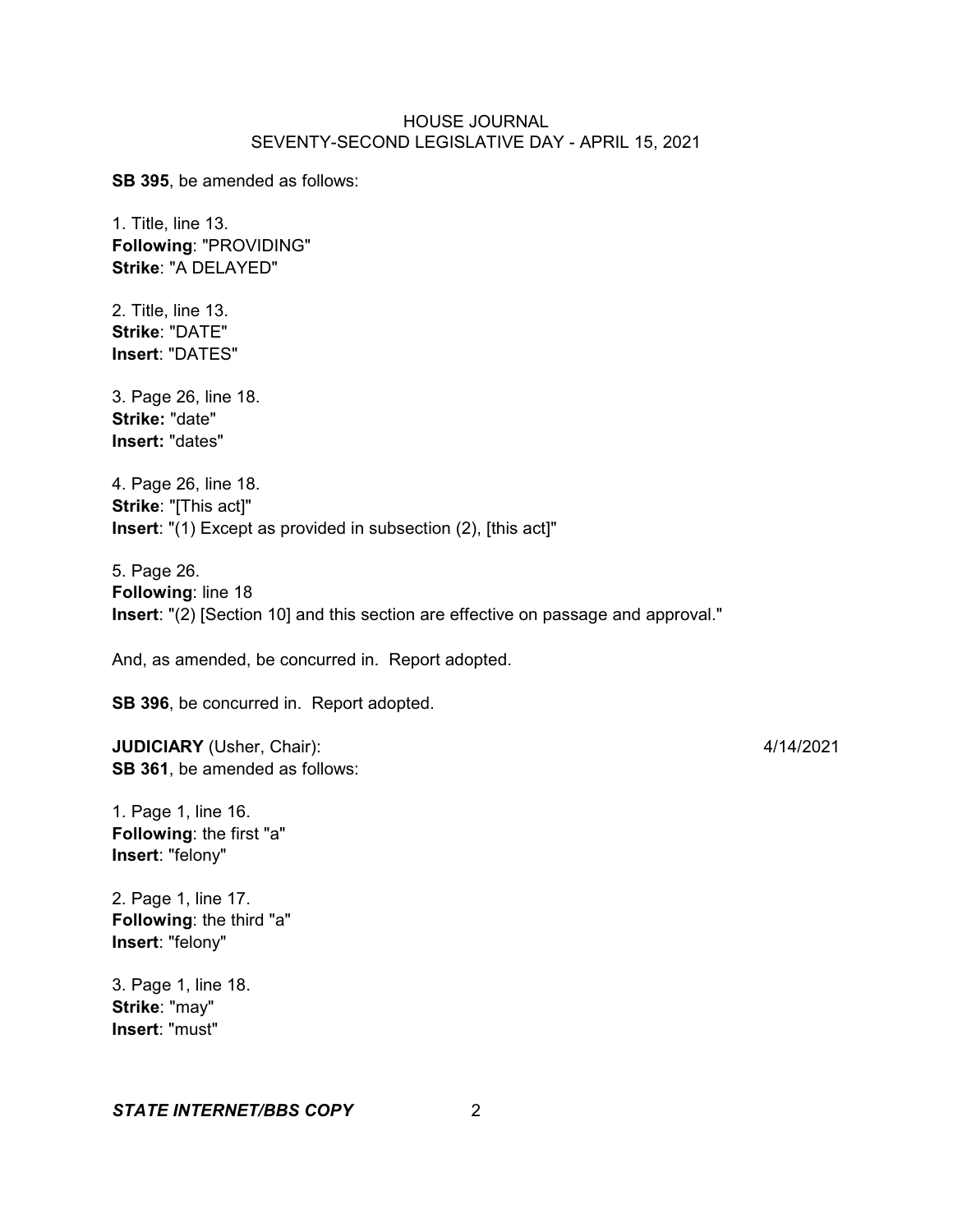**SB 395**, be amended as follows:

1. Title, line 13.
**Following**: "PROVIDING"
**Strike**: "A DELAYED"

2. Title, line 13.
**Strike**: "DATE"
**Insert**: "DATES"

3. Page 26, line 18.
**Strike:** "date"
**Insert:** "dates"

4. Page 26, line 18.
**Strike**: "[This act]"
**Insert**: "(1) Except as provided in subsection (2), [this act]"

5. Page 26.
**Following**: line 18
**Insert**: "(2) [Section 10] and this section are effective on passage and approval."

And, as amended, be concurred in. Report adopted.

**SB 396**, be concurred in. Report adopted.

**JUDICIARY** (Usher, Chair): 4/14/2021
**SB 361**, be amended as follows:

1. Page 1, line 16.
**Following**: the first "a"
**Insert**: "felony"

2. Page 1, line 17.
**Following**: the third "a"
**Insert**: "felony"

3. Page 1, line 18.
**Strike**: "may"
**Insert**: "must"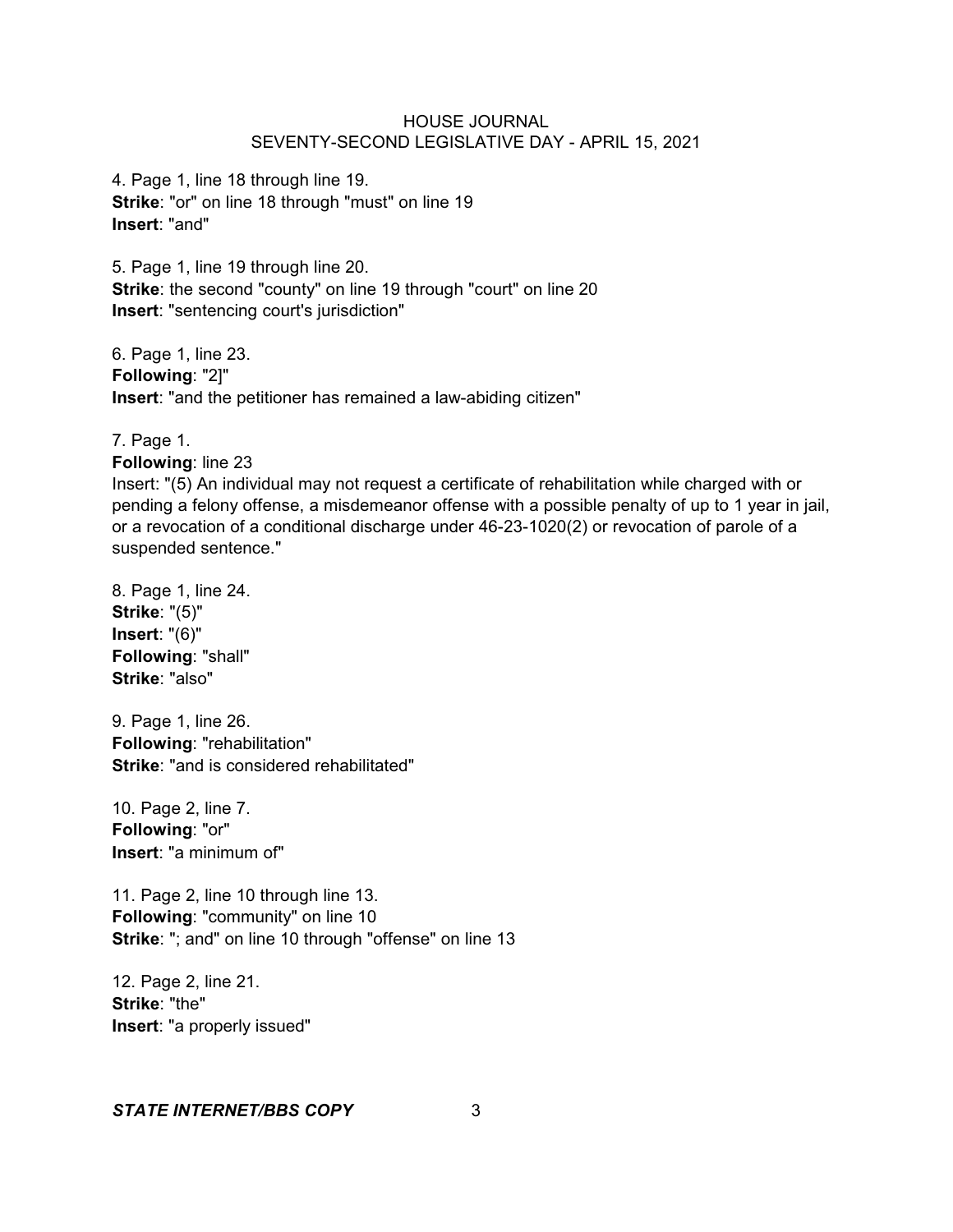4. Page 1, line 18 through line 19.
**Strike**: "or" on line 18 through "must" on line 19
**Insert**: "and"

5. Page 1, line 19 through line 20.
**Strike**: the second "county" on line 19 through "court" on line 20
**Insert**: "sentencing court's jurisdiction"

6. Page 1, line 23.
**Following**: "2]"
**Insert**: "and the petitioner has remained a law-abiding citizen"

7. Page 1.
**Following**: line 23
Insert: "(5) An individual may not request a certificate of rehabilitation while charged with or pending a felony offense, a misdemeanor offense with a possible penalty of up to 1 year in jail, or a revocation of a conditional discharge under 46-23-1020(2) or revocation of parole of a suspended sentence."

8. Page 1, line 24.
**Strike**: "(5)"
**Insert**: "(6)"
**Following**: "shall"
**Strike**: "also"

9. Page 1, line 26.
**Following**: "rehabilitation"
**Strike**: "and is considered rehabilitated"

10. Page 2, line 7.
**Following**: "or"
**Insert**: "a minimum of"

11. Page 2, line 10 through line 13.
**Following**: "community" on line 10
**Strike**: "; and" on line 10 through "offense" on line 13

12. Page 2, line 21.
**Strike**: "the"
**Insert**: "a properly issued"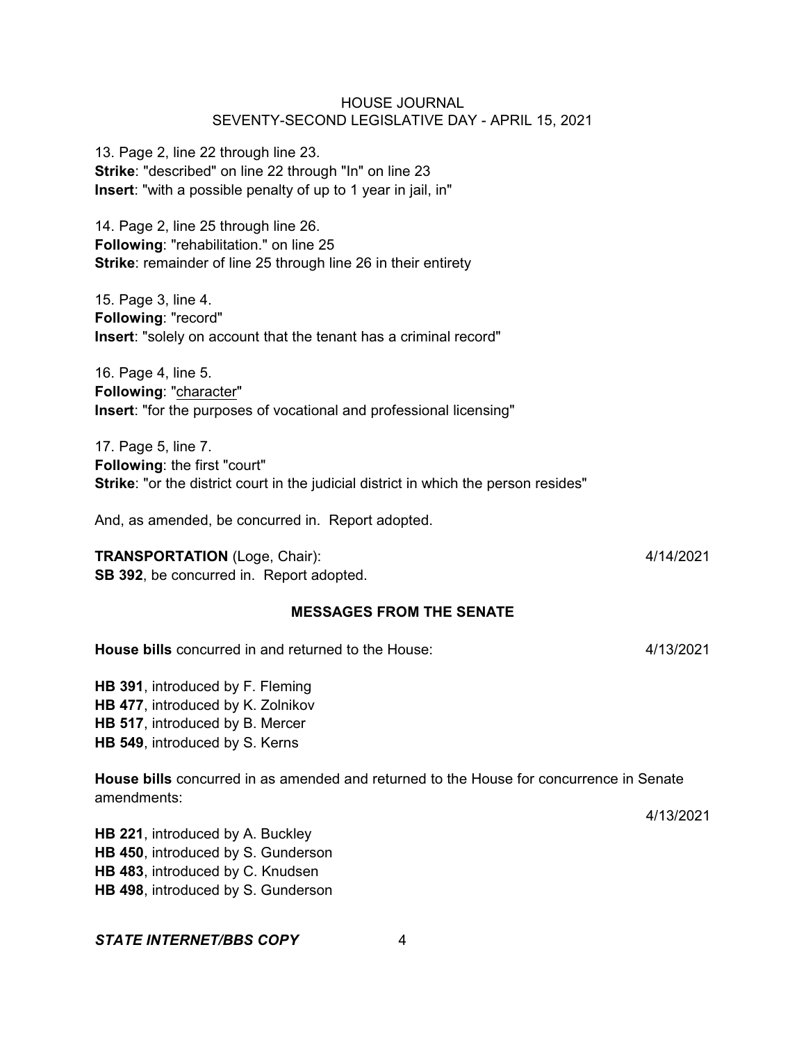13. Page 2, line 22 through line 23.
**Strike**: "described" on line 22 through "In" on line 23
**Insert**: "with a possible penalty of up to 1 year in jail, in"

14. Page 2, line 25 through line 26.
**Following**: "rehabilitation." on line 25
**Strike**: remainder of line 25 through line 26 in their entirety

15. Page 3, line 4.
**Following**: "record"
**Insert**: "solely on account that the tenant has a criminal record"

16. Page 4, line 5.
**Following**: "<u>character</u>"
**Insert**: "for the purposes of vocational and professional licensing"

17. Page 5, line 7.
**Following**: the first "court"
**Strike**: "or the district court in the judicial district in which the person resides"

And, as amended, be concurred in. Report adopted.

**TRANSPORTATION** (Loge, Chair): 4/14/2021
**SB 392**, be concurred in. Report adopted.

## MESSAGES FROM THE SENATE

**House bills** concurred in and returned to the House: 4/13/2021

**HB 391**, introduced by F. Fleming
**HB 477**, introduced by K. Zolnikov
**HB 517**, introduced by B. Mercer
**HB 549**, introduced by S. Kerns

**House bills** concurred in as amended and returned to the House for concurrence in Senate amendments:

4/13/2021

**HB 221**, introduced by A. Buckley
**HB 450**, introduced by S. Gunderson
**HB 483**, introduced by C. Knudsen
**HB 498**, introduced by S. Gunderson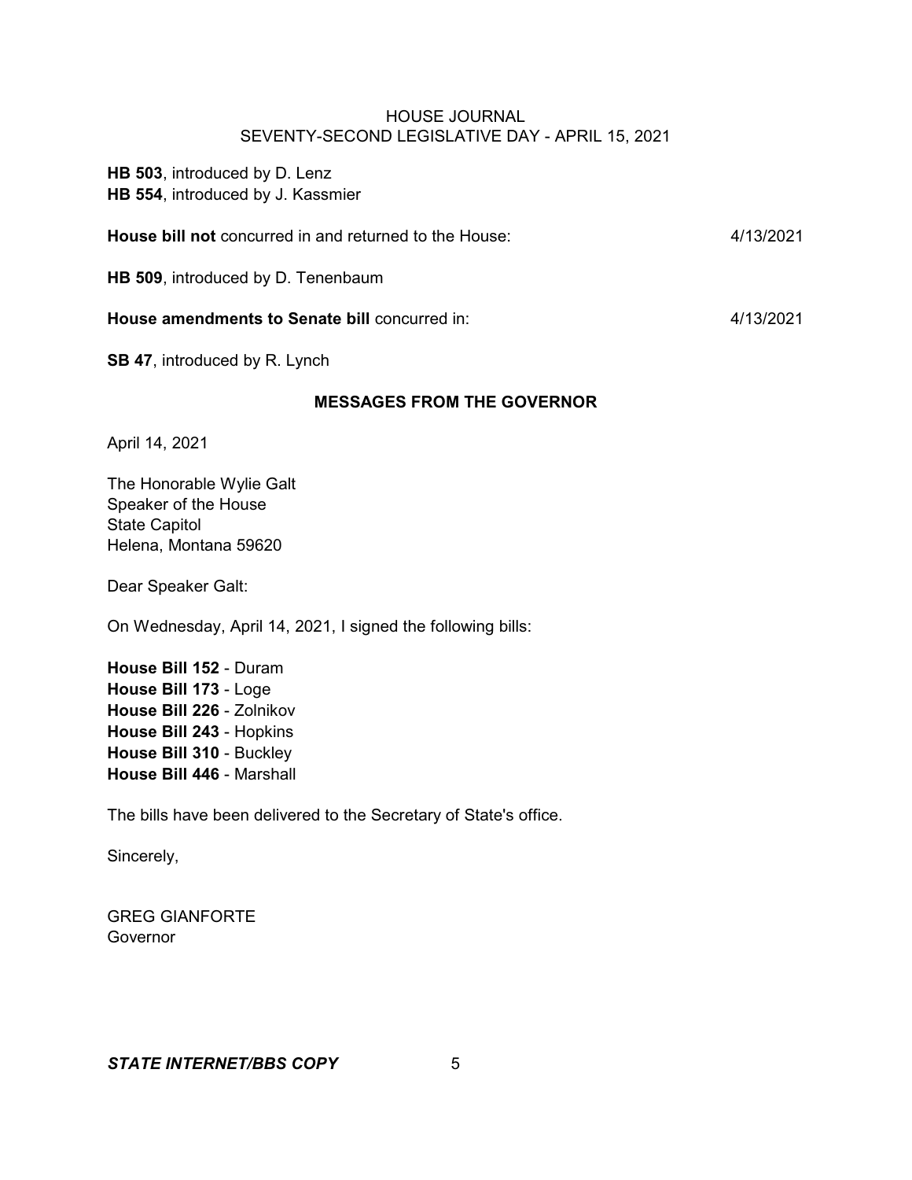**HB 503**, introduced by D. Lenz
**HB 554**, introduced by J. Kassmier

**House bill not** concurred in and returned to the House: 4/13/2021

**HB 509**, introduced by D. Tenenbaum

**House amendments to Senate bill** concurred in: 4/13/2021

**SB 47**, introduced by R. Lynch

## MESSAGES FROM THE GOVERNOR

April 14, 2021

The Honorable Wylie Galt
Speaker of the House
State Capitol
Helena, Montana 59620

Dear Speaker Galt:

On Wednesday, April 14, 2021, I signed the following bills:

**House Bill 152** - Duram
**House Bill 173** - Loge
**House Bill 226** - Zolnikov
**House Bill 243** - Hopkins
**House Bill 310** - Buckley
**House Bill 446** - Marshall

The bills have been delivered to the Secretary of State's office.

Sincerely,

GREG GIANFORTE
Governor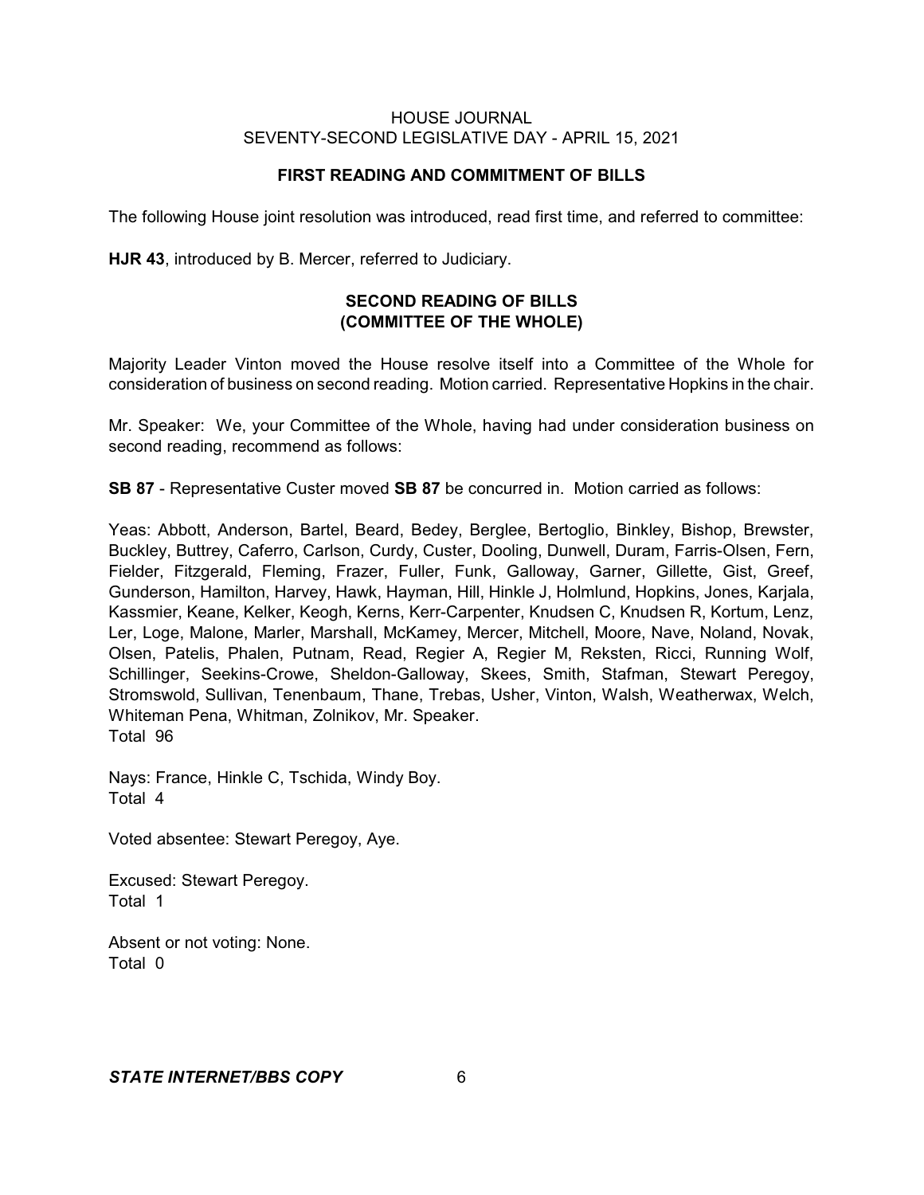## FIRST READING AND COMMITMENT OF BILLS

The following House joint resolution was introduced, read first time, and referred to committee:

**HJR 43**, introduced by B. Mercer, referred to Judiciary.

## SECOND READING OF BILLS
## (COMMITTEE OF THE WHOLE)

Majority Leader Vinton moved the House resolve itself into a Committee of the Whole for consideration of business on second reading. Motion carried. Representative Hopkins in the chair.

Mr. Speaker: We, your Committee of the Whole, having had under consideration business on second reading, recommend as follows:

**SB 87** - Representative Custer moved **SB 87** be concurred in. Motion carried as follows:

Yeas: Abbott, Anderson, Bartel, Beard, Bedey, Berglee, Bertoglio, Binkley, Bishop, Brewster, Buckley, Buttrey, Caferro, Carlson, Curdy, Custer, Dooling, Dunwell, Duram, Farris-Olsen, Fern, Fielder, Fitzgerald, Fleming, Frazer, Fuller, Funk, Galloway, Garner, Gillette, Gist, Greef, Gunderson, Hamilton, Harvey, Hawk, Hayman, Hill, Hinkle J, Holmlund, Hopkins, Jones, Karjala, Kassmier, Keane, Kelker, Keogh, Kerns, Kerr-Carpenter, Knudsen C, Knudsen R, Kortum, Lenz, Ler, Loge, Malone, Marler, Marshall, McKamey, Mercer, Mitchell, Moore, Nave, Noland, Novak, Olsen, Patelis, Phalen, Putnam, Read, Regier A, Regier M, Reksten, Ricci, Running Wolf, Schillinger, Seekins-Crowe, Sheldon-Galloway, Skees, Smith, Stafman, Stewart Peregoy, Stromswold, Sullivan, Tenenbaum, Thane, Trebas, Usher, Vinton, Walsh, Weatherwax, Welch, Whiteman Pena, Whitman, Zolnikov, Mr. Speaker.
Total 96

Nays: France, Hinkle C, Tschida, Windy Boy.
Total 4

Voted absentee: Stewart Peregoy, Aye.

Excused: Stewart Peregoy.
Total 1

Absent or not voting: None.
Total 0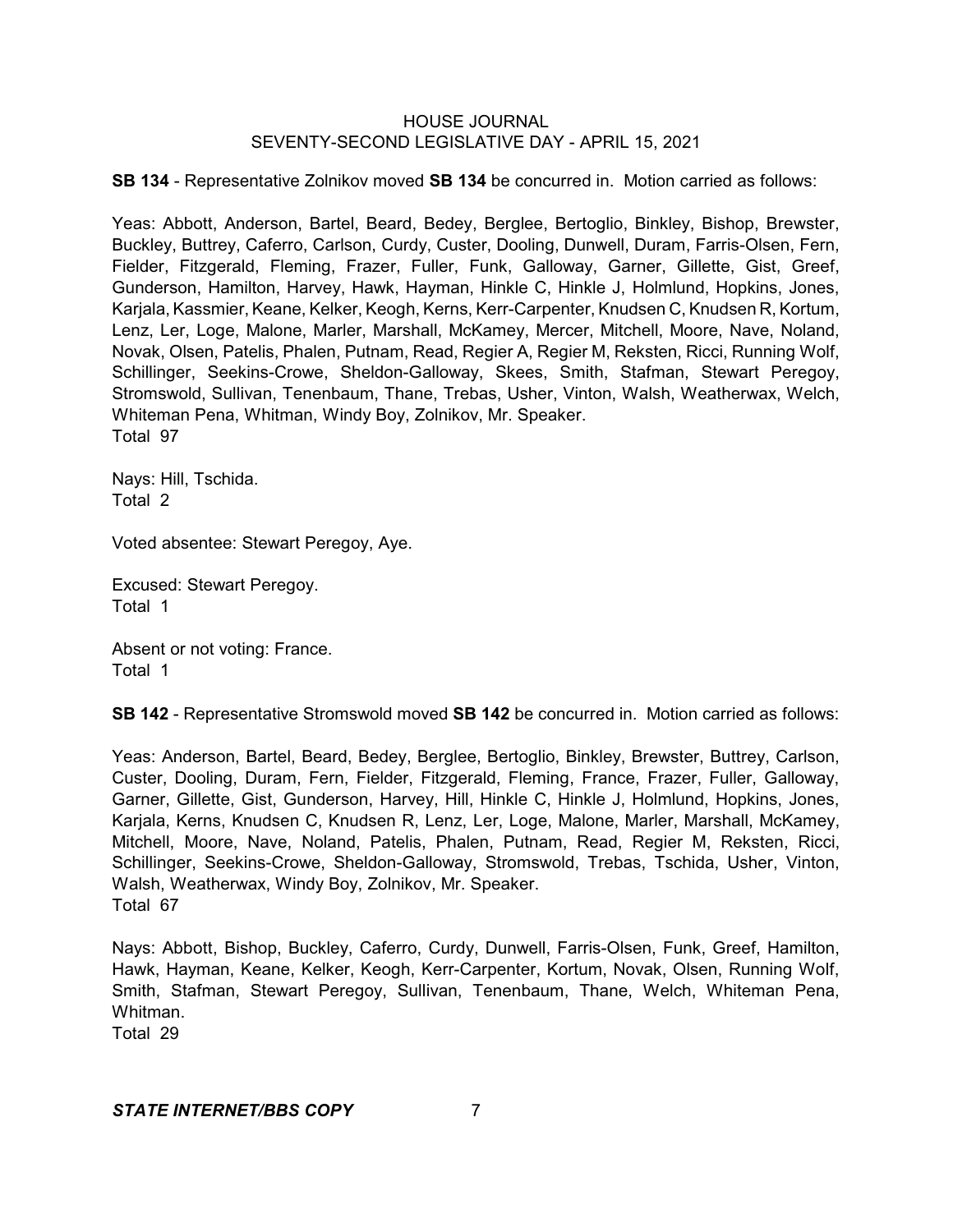**SB 134** - Representative Zolnikov moved **SB 134** be concurred in. Motion carried as follows:

Yeas: Abbott, Anderson, Bartel, Beard, Bedey, Berglee, Bertoglio, Binkley, Bishop, Brewster, Buckley, Buttrey, Caferro, Carlson, Curdy, Custer, Dooling, Dunwell, Duram, Farris-Olsen, Fern, Fielder, Fitzgerald, Fleming, Frazer, Fuller, Funk, Galloway, Garner, Gillette, Gist, Greef, Gunderson, Hamilton, Harvey, Hawk, Hayman, Hinkle C, Hinkle J, Holmlund, Hopkins, Jones, Karjala, Kassmier, Keane, Kelker, Keogh, Kerns, Kerr-Carpenter, Knudsen C, Knudsen R, Kortum, Lenz, Ler, Loge, Malone, Marler, Marshall, McKamey, Mercer, Mitchell, Moore, Nave, Noland, Novak, Olsen, Patelis, Phalen, Putnam, Read, Regier A, Regier M, Reksten, Ricci, Running Wolf, Schillinger, Seekins-Crowe, Sheldon-Galloway, Skees, Smith, Stafman, Stewart Peregoy, Stromswold, Sullivan, Tenenbaum, Thane, Trebas, Usher, Vinton, Walsh, Weatherwax, Welch, Whiteman Pena, Whitman, Windy Boy, Zolnikov, Mr. Speaker.
Total 97

Nays: Hill, Tschida.
Total 2

Voted absentee: Stewart Peregoy, Aye.

Excused: Stewart Peregoy.
Total 1

Absent or not voting: France.
Total 1

**SB 142** - Representative Stromswold moved **SB 142** be concurred in. Motion carried as follows:

Yeas: Anderson, Bartel, Beard, Bedey, Berglee, Bertoglio, Binkley, Brewster, Buttrey, Carlson, Custer, Dooling, Duram, Fern, Fielder, Fitzgerald, Fleming, France, Frazer, Fuller, Galloway, Garner, Gillette, Gist, Gunderson, Harvey, Hill, Hinkle C, Hinkle J, Holmlund, Hopkins, Jones, Karjala, Kerns, Knudsen C, Knudsen R, Lenz, Ler, Loge, Malone, Marler, Marshall, McKamey, Mitchell, Moore, Nave, Noland, Patelis, Phalen, Putnam, Read, Regier M, Reksten, Ricci, Schillinger, Seekins-Crowe, Sheldon-Galloway, Stromswold, Trebas, Tschida, Usher, Vinton, Walsh, Weatherwax, Windy Boy, Zolnikov, Mr. Speaker.
Total 67

Nays: Abbott, Bishop, Buckley, Caferro, Curdy, Dunwell, Farris-Olsen, Funk, Greef, Hamilton, Hawk, Hayman, Keane, Kelker, Keogh, Kerr-Carpenter, Kortum, Novak, Olsen, Running Wolf, Smith, Stafman, Stewart Peregoy, Sullivan, Tenenbaum, Thane, Welch, Whiteman Pena, Whitman.
Total 29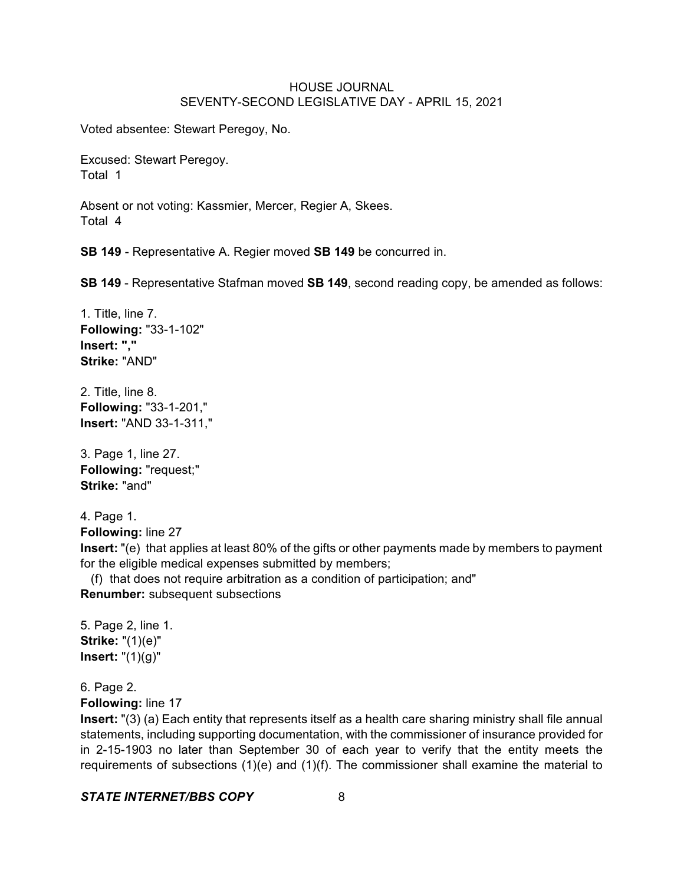Voted absentee: Stewart Peregoy, No.

Excused: Stewart Peregoy.
Total 1

Absent or not voting: Kassmier, Mercer, Regier A, Skees.
Total 4

**SB 149** - Representative A. Regier moved **SB 149** be concurred in.

**SB 149** - Representative Stafman moved **SB 149**, second reading copy, be amended as follows:

1. Title, line 7.
**Following:** "33-1-102"
**Insert:** **","**
**Strike:** "AND"

2. Title, line 8.
**Following:** "33-1-201,"
**Insert:** "AND 33-1-311,"

3. Page 1, line 27.
**Following:** "request;"
**Strike:** "and"

4. Page 1.
**Following:** line 27
**Insert:** "(e) that applies at least 80% of the gifts or other payments made by members to payment for the eligible medical expenses submitted by members;
(f) that does not require arbitration as a condition of participation; and"
**Renumber:** subsequent subsections

5. Page 2, line 1.
**Strike:** "(1)(e)"
**Insert:** "(1)(g)"

6. Page 2.
**Following:** line 17
**Insert:** "(3) (a) Each entity that represents itself as a health care sharing ministry shall file annual statements, including supporting documentation, with the commissioner of insurance provided for in 2-15-1903 no later than September 30 of each year to verify that the entity meets the requirements of subsections (1)(e) and (1)(f). The commissioner shall examine the material to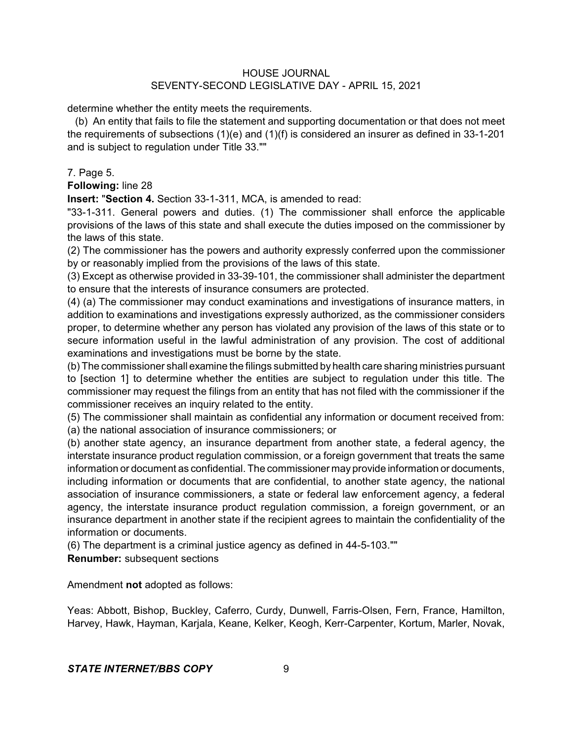determine whether the entity meets the requirements.

(b) An entity that fails to file the statement and supporting documentation or that does not meet the requirements of subsections (1)(e) and (1)(f) is considered an insurer as defined in 33-1-201 and is subject to regulation under Title 33.""

7. Page 5.

**Following:** line 28

**Insert:** "**Section 4.** Section 33-1-311, MCA, is amended to read:

"33-1-311. General powers and duties. (1) The commissioner shall enforce the applicable provisions of the laws of this state and shall execute the duties imposed on the commissioner by the laws of this state.

(2) The commissioner has the powers and authority expressly conferred upon the commissioner by or reasonably implied from the provisions of the laws of this state.

(3) Except as otherwise provided in 33-39-101, the commissioner shall administer the department to ensure that the interests of insurance consumers are protected.

(4) (a) The commissioner may conduct examinations and investigations of insurance matters, in addition to examinations and investigations expressly authorized, as the commissioner considers proper, to determine whether any person has violated any provision of the laws of this state or to secure information useful in the lawful administration of any provision. The cost of additional examinations and investigations must be borne by the state.

(b) The commissioner shall examine the filings submitted by health care sharing ministries pursuant to [section 1] to determine whether the entities are subject to regulation under this title. The commissioner may request the filings from an entity that has not filed with the commissioner if the commissioner receives an inquiry related to the entity.

(5) The commissioner shall maintain as confidential any information or document received from:

(a) the national association of insurance commissioners; or

(b) another state agency, an insurance department from another state, a federal agency, the interstate insurance product regulation commission, or a foreign government that treats the same information or document as confidential. The commissioner may provide information or documents, including information or documents that are confidential, to another state agency, the national association of insurance commissioners, a state or federal law enforcement agency, a federal agency, the interstate insurance product regulation commission, a foreign government, or an insurance department in another state if the recipient agrees to maintain the confidentiality of the information or documents.

(6) The department is a criminal justice agency as defined in 44-5-103.""

**Renumber:** subsequent sections

Amendment **not** adopted as follows:

Yeas: Abbott, Bishop, Buckley, Caferro, Curdy, Dunwell, Farris-Olsen, Fern, France, Hamilton, Harvey, Hawk, Hayman, Karjala, Keane, Kelker, Keogh, Kerr-Carpenter, Kortum, Marler, Novak,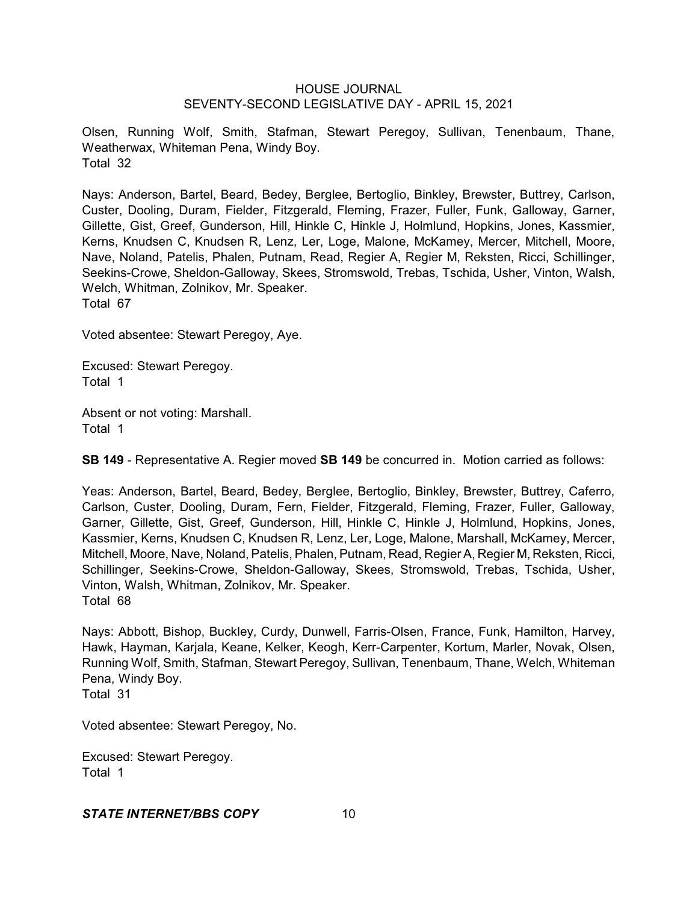Olsen, Running Wolf, Smith, Stafman, Stewart Peregoy, Sullivan, Tenenbaum, Thane, Weatherwax, Whiteman Pena, Windy Boy.
Total 32

Nays: Anderson, Bartel, Beard, Bedey, Berglee, Bertoglio, Binkley, Brewster, Buttrey, Carlson, Custer, Dooling, Duram, Fielder, Fitzgerald, Fleming, Frazer, Fuller, Funk, Galloway, Garner, Gillette, Gist, Greef, Gunderson, Hill, Hinkle C, Hinkle J, Holmlund, Hopkins, Jones, Kassmier, Kerns, Knudsen C, Knudsen R, Lenz, Ler, Loge, Malone, McKamey, Mercer, Mitchell, Moore, Nave, Noland, Patelis, Phalen, Putnam, Read, Regier A, Regier M, Reksten, Ricci, Schillinger, Seekins-Crowe, Sheldon-Galloway, Skees, Stromswold, Trebas, Tschida, Usher, Vinton, Walsh, Welch, Whitman, Zolnikov, Mr. Speaker.
Total 67

Voted absentee: Stewart Peregoy, Aye.

Excused: Stewart Peregoy.
Total 1

Absent or not voting: Marshall.
Total 1

**SB 149** - Representative A. Regier moved **SB 149** be concurred in. Motion carried as follows:

Yeas: Anderson, Bartel, Beard, Bedey, Berglee, Bertoglio, Binkley, Brewster, Buttrey, Caferro, Carlson, Custer, Dooling, Duram, Fern, Fielder, Fitzgerald, Fleming, Frazer, Fuller, Galloway, Garner, Gillette, Gist, Greef, Gunderson, Hill, Hinkle C, Hinkle J, Holmlund, Hopkins, Jones, Kassmier, Kerns, Knudsen C, Knudsen R, Lenz, Ler, Loge, Malone, Marshall, McKamey, Mercer, Mitchell, Moore, Nave, Noland, Patelis, Phalen, Putnam, Read, Regier A, Regier M, Reksten, Ricci, Schillinger, Seekins-Crowe, Sheldon-Galloway, Skees, Stromswold, Trebas, Tschida, Usher, Vinton, Walsh, Whitman, Zolnikov, Mr. Speaker.
Total 68

Nays: Abbott, Bishop, Buckley, Curdy, Dunwell, Farris-Olsen, France, Funk, Hamilton, Harvey, Hawk, Hayman, Karjala, Keane, Kelker, Keogh, Kerr-Carpenter, Kortum, Marler, Novak, Olsen, Running Wolf, Smith, Stafman, Stewart Peregoy, Sullivan, Tenenbaum, Thane, Welch, Whiteman Pena, Windy Boy.
Total 31

Voted absentee: Stewart Peregoy, No.

Excused: Stewart Peregoy.
Total 1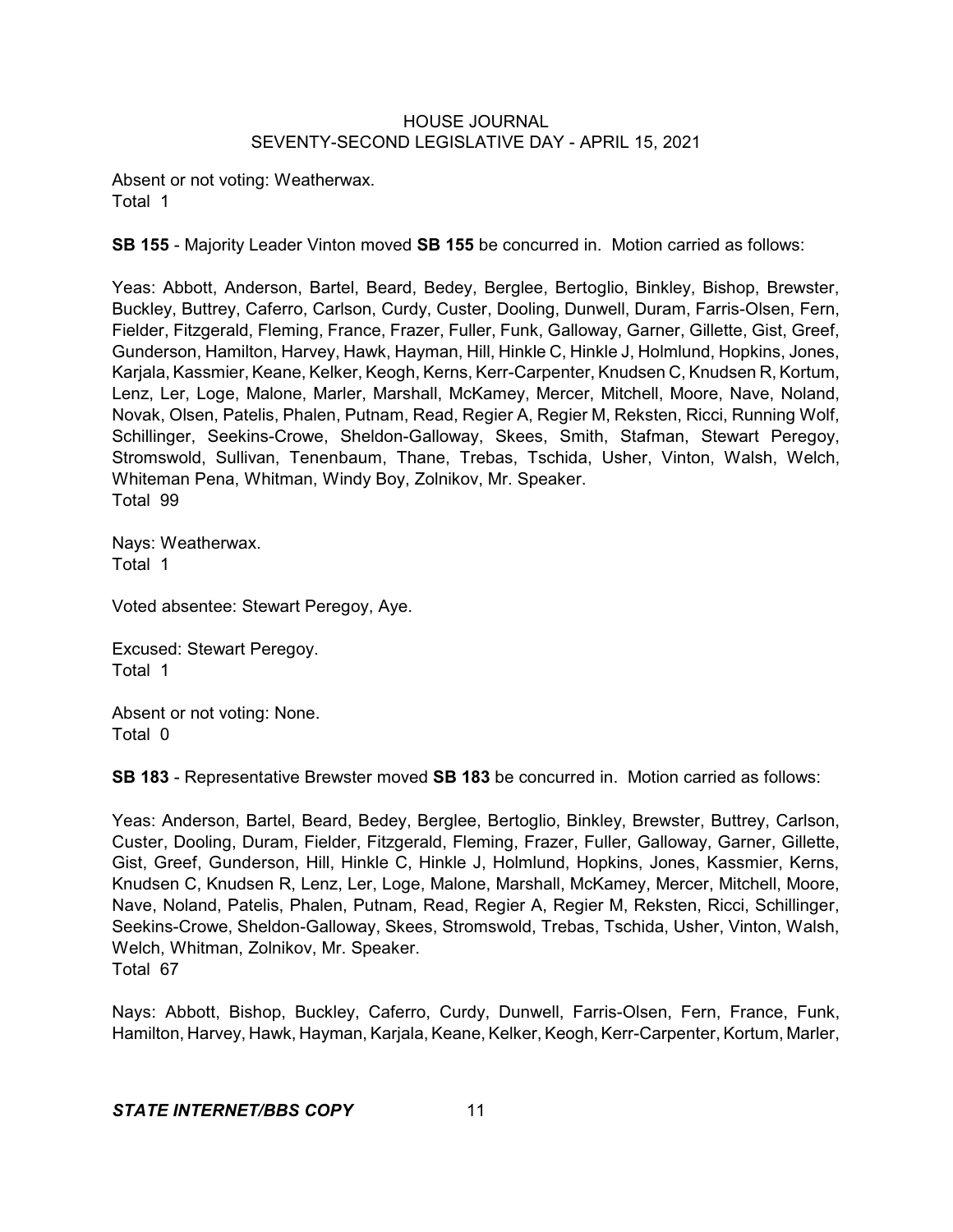Absent or not voting: Weatherwax.
Total 1

**SB 155** - Majority Leader Vinton moved **SB 155** be concurred in. Motion carried as follows:

Yeas: Abbott, Anderson, Bartel, Beard, Bedey, Berglee, Bertoglio, Binkley, Bishop, Brewster, Buckley, Buttrey, Caferro, Carlson, Curdy, Custer, Dooling, Dunwell, Duram, Farris-Olsen, Fern, Fielder, Fitzgerald, Fleming, France, Frazer, Fuller, Funk, Galloway, Garner, Gillette, Gist, Greef, Gunderson, Hamilton, Harvey, Hawk, Hayman, Hill, Hinkle C, Hinkle J, Holmlund, Hopkins, Jones, Karjala, Kassmier, Keane, Kelker, Keogh, Kerns, Kerr-Carpenter, Knudsen C, Knudsen R, Kortum, Lenz, Ler, Loge, Malone, Marler, Marshall, McKamey, Mercer, Mitchell, Moore, Nave, Noland, Novak, Olsen, Patelis, Phalen, Putnam, Read, Regier A, Regier M, Reksten, Ricci, Running Wolf, Schillinger, Seekins-Crowe, Sheldon-Galloway, Skees, Smith, Stafman, Stewart Peregoy, Stromswold, Sullivan, Tenenbaum, Thane, Trebas, Tschida, Usher, Vinton, Walsh, Welch, Whiteman Pena, Whitman, Windy Boy, Zolnikov, Mr. Speaker.
Total 99

Nays: Weatherwax.
Total 1

Voted absentee: Stewart Peregoy, Aye.

Excused: Stewart Peregoy.
Total 1

Absent or not voting: None.
Total 0

**SB 183** - Representative Brewster moved **SB 183** be concurred in. Motion carried as follows:

Yeas: Anderson, Bartel, Beard, Bedey, Berglee, Bertoglio, Binkley, Brewster, Buttrey, Carlson, Custer, Dooling, Duram, Fielder, Fitzgerald, Fleming, Frazer, Fuller, Galloway, Garner, Gillette, Gist, Greef, Gunderson, Hill, Hinkle C, Hinkle J, Holmlund, Hopkins, Jones, Kassmier, Kerns, Knudsen C, Knudsen R, Lenz, Ler, Loge, Malone, Marshall, McKamey, Mercer, Mitchell, Moore, Nave, Noland, Patelis, Phalen, Putnam, Read, Regier A, Regier M, Reksten, Ricci, Schillinger, Seekins-Crowe, Sheldon-Galloway, Skees, Stromswold, Trebas, Tschida, Usher, Vinton, Walsh, Welch, Whitman, Zolnikov, Mr. Speaker.
Total 67

Nays: Abbott, Bishop, Buckley, Caferro, Curdy, Dunwell, Farris-Olsen, Fern, France, Funk, Hamilton, Harvey, Hawk, Hayman, Karjala, Keane, Kelker, Keogh, Kerr-Carpenter, Kortum, Marler,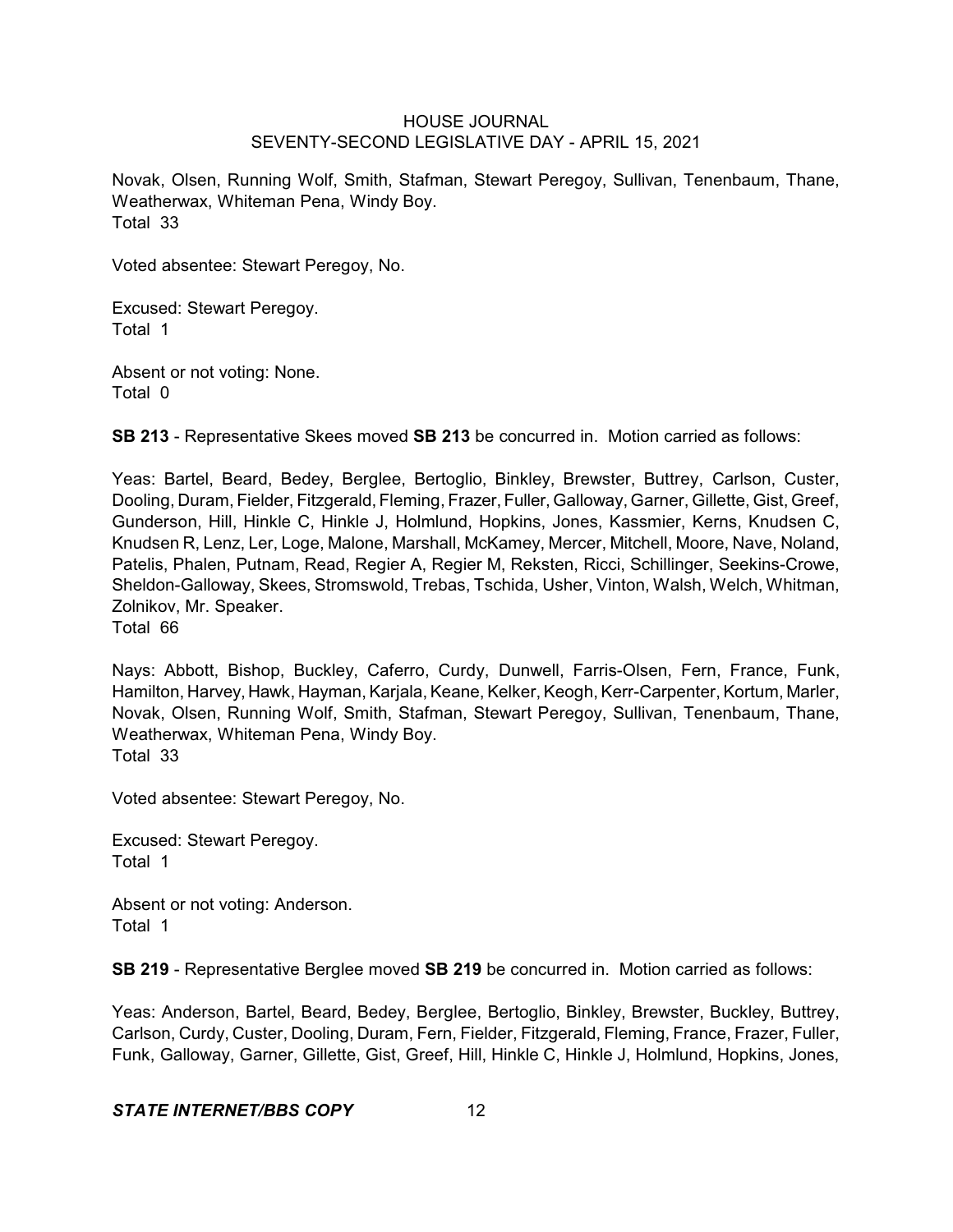Novak, Olsen, Running Wolf, Smith, Stafman, Stewart Peregoy, Sullivan, Tenenbaum, Thane, Weatherwax, Whiteman Pena, Windy Boy.
Total 33

Voted absentee: Stewart Peregoy, No.

Excused: Stewart Peregoy.
Total 1

Absent or not voting: None.
Total 0

**SB 213** - Representative Skees moved **SB 213** be concurred in. Motion carried as follows:

Yeas: Bartel, Beard, Bedey, Berglee, Bertoglio, Binkley, Brewster, Buttrey, Carlson, Custer, Dooling, Duram, Fielder, Fitzgerald, Fleming, Frazer, Fuller, Galloway, Garner, Gillette, Gist, Greef, Gunderson, Hill, Hinkle C, Hinkle J, Holmlund, Hopkins, Jones, Kassmier, Kerns, Knudsen C, Knudsen R, Lenz, Ler, Loge, Malone, Marshall, McKamey, Mercer, Mitchell, Moore, Nave, Noland, Patelis, Phalen, Putnam, Read, Regier A, Regier M, Reksten, Ricci, Schillinger, Seekins-Crowe, Sheldon-Galloway, Skees, Stromswold, Trebas, Tschida, Usher, Vinton, Walsh, Welch, Whitman, Zolnikov, Mr. Speaker.
Total 66

Nays: Abbott, Bishop, Buckley, Caferro, Curdy, Dunwell, Farris-Olsen, Fern, France, Funk, Hamilton, Harvey, Hawk, Hayman, Karjala, Keane, Kelker, Keogh, Kerr-Carpenter, Kortum, Marler, Novak, Olsen, Running Wolf, Smith, Stafman, Stewart Peregoy, Sullivan, Tenenbaum, Thane, Weatherwax, Whiteman Pena, Windy Boy.
Total 33

Voted absentee: Stewart Peregoy, No.

Excused: Stewart Peregoy.
Total 1

Absent or not voting: Anderson.
Total 1

**SB 219** - Representative Berglee moved **SB 219** be concurred in. Motion carried as follows:

Yeas: Anderson, Bartel, Beard, Bedey, Berglee, Bertoglio, Binkley, Brewster, Buckley, Buttrey, Carlson, Curdy, Custer, Dooling, Duram, Fern, Fielder, Fitzgerald, Fleming, France, Frazer, Fuller, Funk, Galloway, Garner, Gillette, Gist, Greef, Hill, Hinkle C, Hinkle J, Holmlund, Hopkins, Jones,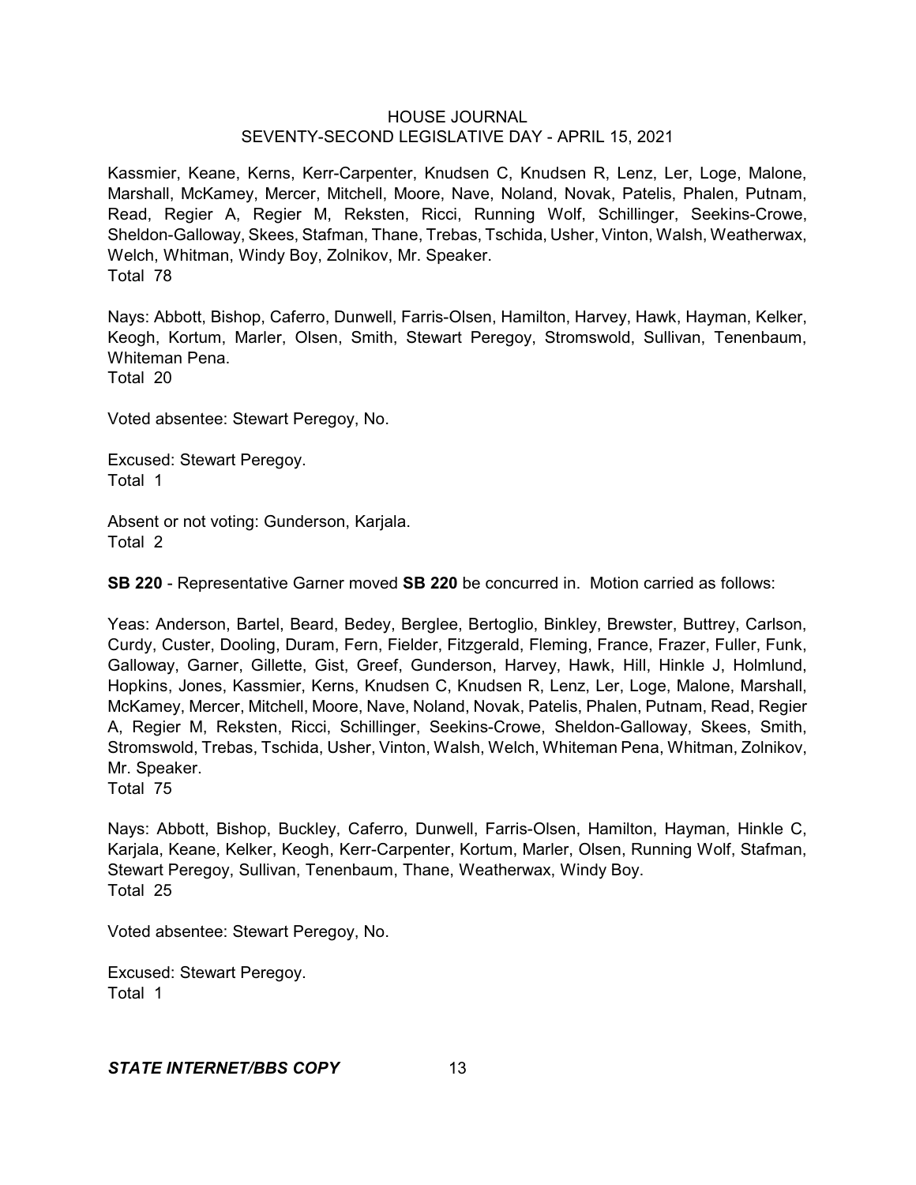Kassmier, Keane, Kerns, Kerr-Carpenter, Knudsen C, Knudsen R, Lenz, Ler, Loge, Malone, Marshall, McKamey, Mercer, Mitchell, Moore, Nave, Noland, Novak, Patelis, Phalen, Putnam, Read, Regier A, Regier M, Reksten, Ricci, Running Wolf, Schillinger, Seekins-Crowe, Sheldon-Galloway, Skees, Stafman, Thane, Trebas, Tschida, Usher, Vinton, Walsh, Weatherwax, Welch, Whitman, Windy Boy, Zolnikov, Mr. Speaker.
Total 78

Nays: Abbott, Bishop, Caferro, Dunwell, Farris-Olsen, Hamilton, Harvey, Hawk, Hayman, Kelker, Keogh, Kortum, Marler, Olsen, Smith, Stewart Peregoy, Stromswold, Sullivan, Tenenbaum, Whiteman Pena.
Total 20

Voted absentee: Stewart Peregoy, No.

Excused: Stewart Peregoy.
Total 1

Absent or not voting: Gunderson, Karjala.
Total 2

**SB 220** - Representative Garner moved **SB 220** be concurred in. Motion carried as follows:

Yeas: Anderson, Bartel, Beard, Bedey, Berglee, Bertoglio, Binkley, Brewster, Buttrey, Carlson, Curdy, Custer, Dooling, Duram, Fern, Fielder, Fitzgerald, Fleming, France, Frazer, Fuller, Funk, Galloway, Garner, Gillette, Gist, Greef, Gunderson, Harvey, Hawk, Hill, Hinkle J, Holmlund, Hopkins, Jones, Kassmier, Kerns, Knudsen C, Knudsen R, Lenz, Ler, Loge, Malone, Marshall, McKamey, Mercer, Mitchell, Moore, Nave, Noland, Novak, Patelis, Phalen, Putnam, Read, Regier A, Regier M, Reksten, Ricci, Schillinger, Seekins-Crowe, Sheldon-Galloway, Skees, Smith, Stromswold, Trebas, Tschida, Usher, Vinton, Walsh, Welch, Whiteman Pena, Whitman, Zolnikov, Mr. Speaker.
Total 75

Nays: Abbott, Bishop, Buckley, Caferro, Dunwell, Farris-Olsen, Hamilton, Hayman, Hinkle C, Karjala, Keane, Kelker, Keogh, Kerr-Carpenter, Kortum, Marler, Olsen, Running Wolf, Stafman, Stewart Peregoy, Sullivan, Tenenbaum, Thane, Weatherwax, Windy Boy.
Total 25

Voted absentee: Stewart Peregoy, No.

Excused: Stewart Peregoy.
Total 1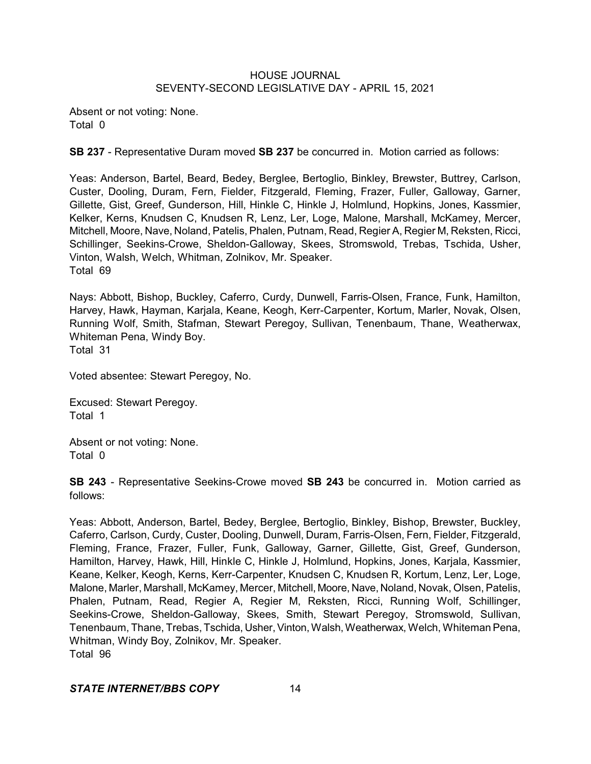Absent or not voting: None.
Total 0

**SB 237** - Representative Duram moved **SB 237** be concurred in. Motion carried as follows:

Yeas: Anderson, Bartel, Beard, Bedey, Berglee, Bertoglio, Binkley, Brewster, Buttrey, Carlson, Custer, Dooling, Duram, Fern, Fielder, Fitzgerald, Fleming, Frazer, Fuller, Galloway, Garner, Gillette, Gist, Greef, Gunderson, Hill, Hinkle C, Hinkle J, Holmlund, Hopkins, Jones, Kassmier, Kelker, Kerns, Knudsen C, Knudsen R, Lenz, Ler, Loge, Malone, Marshall, McKamey, Mercer, Mitchell, Moore, Nave, Noland, Patelis, Phalen, Putnam, Read, Regier A, Regier M, Reksten, Ricci, Schillinger, Seekins-Crowe, Sheldon-Galloway, Skees, Stromswold, Trebas, Tschida, Usher, Vinton, Walsh, Welch, Whitman, Zolnikov, Mr. Speaker.
Total 69

Nays: Abbott, Bishop, Buckley, Caferro, Curdy, Dunwell, Farris-Olsen, France, Funk, Hamilton, Harvey, Hawk, Hayman, Karjala, Keane, Keogh, Kerr-Carpenter, Kortum, Marler, Novak, Olsen, Running Wolf, Smith, Stafman, Stewart Peregoy, Sullivan, Tenenbaum, Thane, Weatherwax, Whiteman Pena, Windy Boy.
Total 31

Voted absentee: Stewart Peregoy, No.

Excused: Stewart Peregoy.
Total 1

Absent or not voting: None.
Total 0

**SB 243** - Representative Seekins-Crowe moved **SB 243** be concurred in. Motion carried as follows:

Yeas: Abbott, Anderson, Bartel, Bedey, Berglee, Bertoglio, Binkley, Bishop, Brewster, Buckley, Caferro, Carlson, Curdy, Custer, Dooling, Dunwell, Duram, Farris-Olsen, Fern, Fielder, Fitzgerald, Fleming, France, Frazer, Fuller, Funk, Galloway, Garner, Gillette, Gist, Greef, Gunderson, Hamilton, Harvey, Hawk, Hill, Hinkle C, Hinkle J, Holmlund, Hopkins, Jones, Karjala, Kassmier, Keane, Kelker, Keogh, Kerns, Kerr-Carpenter, Knudsen C, Knudsen R, Kortum, Lenz, Ler, Loge, Malone, Marler, Marshall, McKamey, Mercer, Mitchell, Moore, Nave, Noland, Novak, Olsen, Patelis, Phalen, Putnam, Read, Regier A, Regier M, Reksten, Ricci, Running Wolf, Schillinger, Seekins-Crowe, Sheldon-Galloway, Skees, Smith, Stewart Peregoy, Stromswold, Sullivan, Tenenbaum, Thane, Trebas, Tschida, Usher, Vinton, Walsh, Weatherwax, Welch, Whiteman Pena, Whitman, Windy Boy, Zolnikov, Mr. Speaker.
Total 96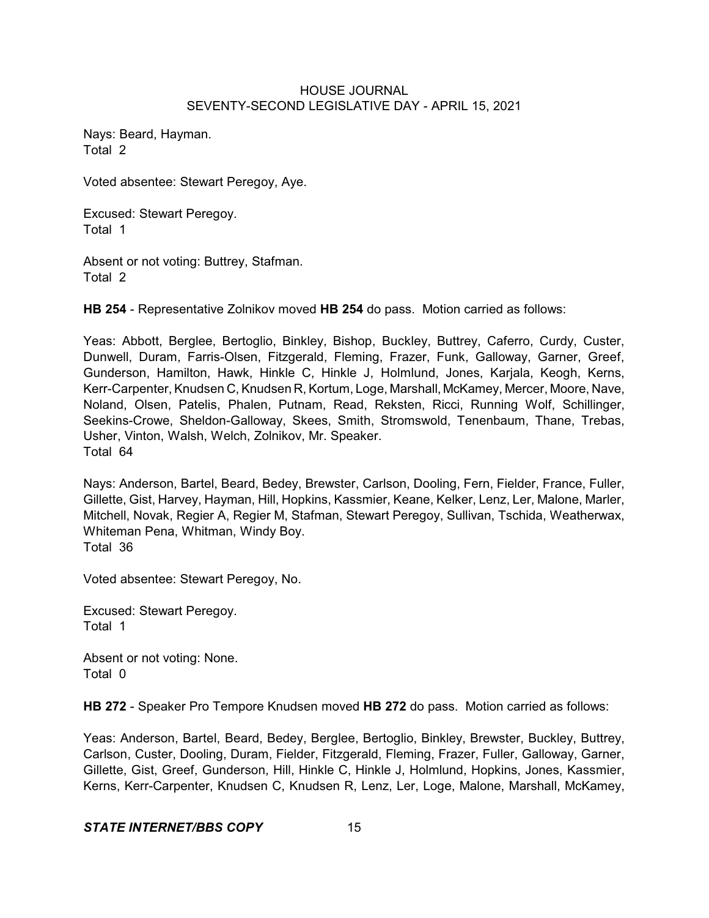Nays: Beard, Hayman.
Total 2

Voted absentee: Stewart Peregoy, Aye.

Excused: Stewart Peregoy.
Total 1

Absent or not voting: Buttrey, Stafman.
Total 2

**HB 254** - Representative Zolnikov moved **HB 254** do pass. Motion carried as follows:

Yeas: Abbott, Berglee, Bertoglio, Binkley, Bishop, Buckley, Buttrey, Caferro, Curdy, Custer, Dunwell, Duram, Farris-Olsen, Fitzgerald, Fleming, Frazer, Funk, Galloway, Garner, Greef, Gunderson, Hamilton, Hawk, Hinkle C, Hinkle J, Holmlund, Jones, Karjala, Keogh, Kerns, Kerr-Carpenter, Knudsen C, Knudsen R, Kortum, Loge, Marshall, McKamey, Mercer, Moore, Nave, Noland, Olsen, Patelis, Phalen, Putnam, Read, Reksten, Ricci, Running Wolf, Schillinger, Seekins-Crowe, Sheldon-Galloway, Skees, Smith, Stromswold, Tenenbaum, Thane, Trebas, Usher, Vinton, Walsh, Welch, Zolnikov, Mr. Speaker.
Total 64

Nays: Anderson, Bartel, Beard, Bedey, Brewster, Carlson, Dooling, Fern, Fielder, France, Fuller, Gillette, Gist, Harvey, Hayman, Hill, Hopkins, Kassmier, Keane, Kelker, Lenz, Ler, Malone, Marler, Mitchell, Novak, Regier A, Regier M, Stafman, Stewart Peregoy, Sullivan, Tschida, Weatherwax, Whiteman Pena, Whitman, Windy Boy.
Total 36

Voted absentee: Stewart Peregoy, No.

Excused: Stewart Peregoy.
Total 1

Absent or not voting: None.
Total 0

**HB 272** - Speaker Pro Tempore Knudsen moved **HB 272** do pass. Motion carried as follows:

Yeas: Anderson, Bartel, Beard, Bedey, Berglee, Bertoglio, Binkley, Brewster, Buckley, Buttrey, Carlson, Custer, Dooling, Duram, Fielder, Fitzgerald, Fleming, Frazer, Fuller, Galloway, Garner, Gillette, Gist, Greef, Gunderson, Hill, Hinkle C, Hinkle J, Holmlund, Hopkins, Jones, Kassmier, Kerns, Kerr-Carpenter, Knudsen C, Knudsen R, Lenz, Ler, Loge, Malone, Marshall, McKamey,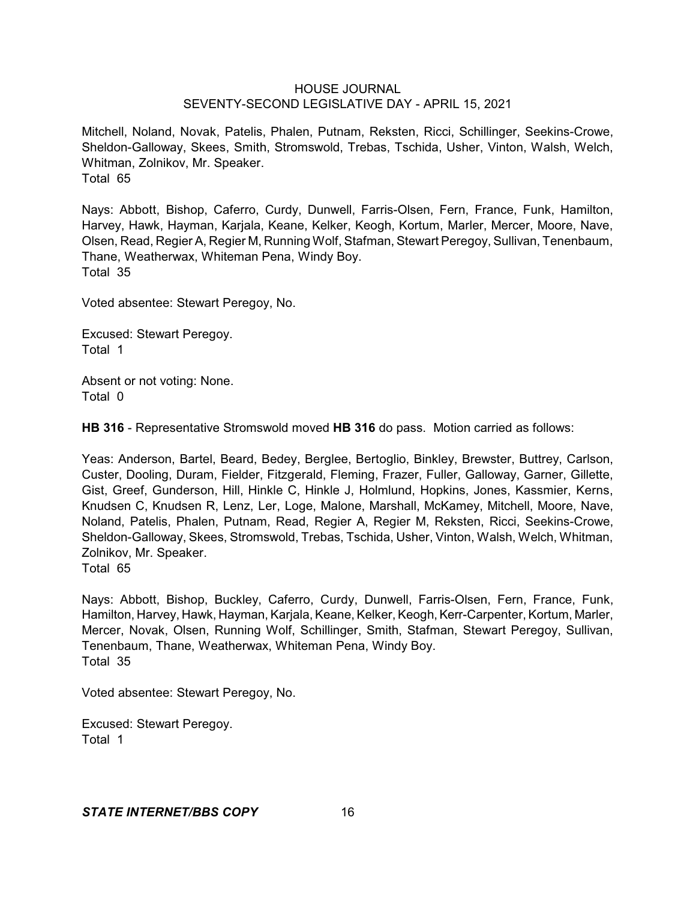Mitchell, Noland, Novak, Patelis, Phalen, Putnam, Reksten, Ricci, Schillinger, Seekins-Crowe, Sheldon-Galloway, Skees, Smith, Stromswold, Trebas, Tschida, Usher, Vinton, Walsh, Welch, Whitman, Zolnikov, Mr. Speaker.
Total 65

Nays: Abbott, Bishop, Caferro, Curdy, Dunwell, Farris-Olsen, Fern, France, Funk, Hamilton, Harvey, Hawk, Hayman, Karjala, Keane, Kelker, Keogh, Kortum, Marler, Mercer, Moore, Nave, Olsen, Read, Regier A, Regier M, Running Wolf, Stafman, Stewart Peregoy, Sullivan, Tenenbaum, Thane, Weatherwax, Whiteman Pena, Windy Boy.
Total 35

Voted absentee: Stewart Peregoy, No.

Excused: Stewart Peregoy.
Total 1

Absent or not voting: None.
Total 0

**HB 316** - Representative Stromswold moved **HB 316** do pass. Motion carried as follows:

Yeas: Anderson, Bartel, Beard, Bedey, Berglee, Bertoglio, Binkley, Brewster, Buttrey, Carlson, Custer, Dooling, Duram, Fielder, Fitzgerald, Fleming, Frazer, Fuller, Galloway, Garner, Gillette, Gist, Greef, Gunderson, Hill, Hinkle C, Hinkle J, Holmlund, Hopkins, Jones, Kassmier, Kerns, Knudsen C, Knudsen R, Lenz, Ler, Loge, Malone, Marshall, McKamey, Mitchell, Moore, Nave, Noland, Patelis, Phalen, Putnam, Read, Regier A, Regier M, Reksten, Ricci, Seekins-Crowe, Sheldon-Galloway, Skees, Stromswold, Trebas, Tschida, Usher, Vinton, Walsh, Welch, Whitman, Zolnikov, Mr. Speaker.
Total 65

Nays: Abbott, Bishop, Buckley, Caferro, Curdy, Dunwell, Farris-Olsen, Fern, France, Funk, Hamilton, Harvey, Hawk, Hayman, Karjala, Keane, Kelker, Keogh, Kerr-Carpenter, Kortum, Marler, Mercer, Novak, Olsen, Running Wolf, Schillinger, Smith, Stafman, Stewart Peregoy, Sullivan, Tenenbaum, Thane, Weatherwax, Whiteman Pena, Windy Boy.
Total 35

Voted absentee: Stewart Peregoy, No.

Excused: Stewart Peregoy.
Total 1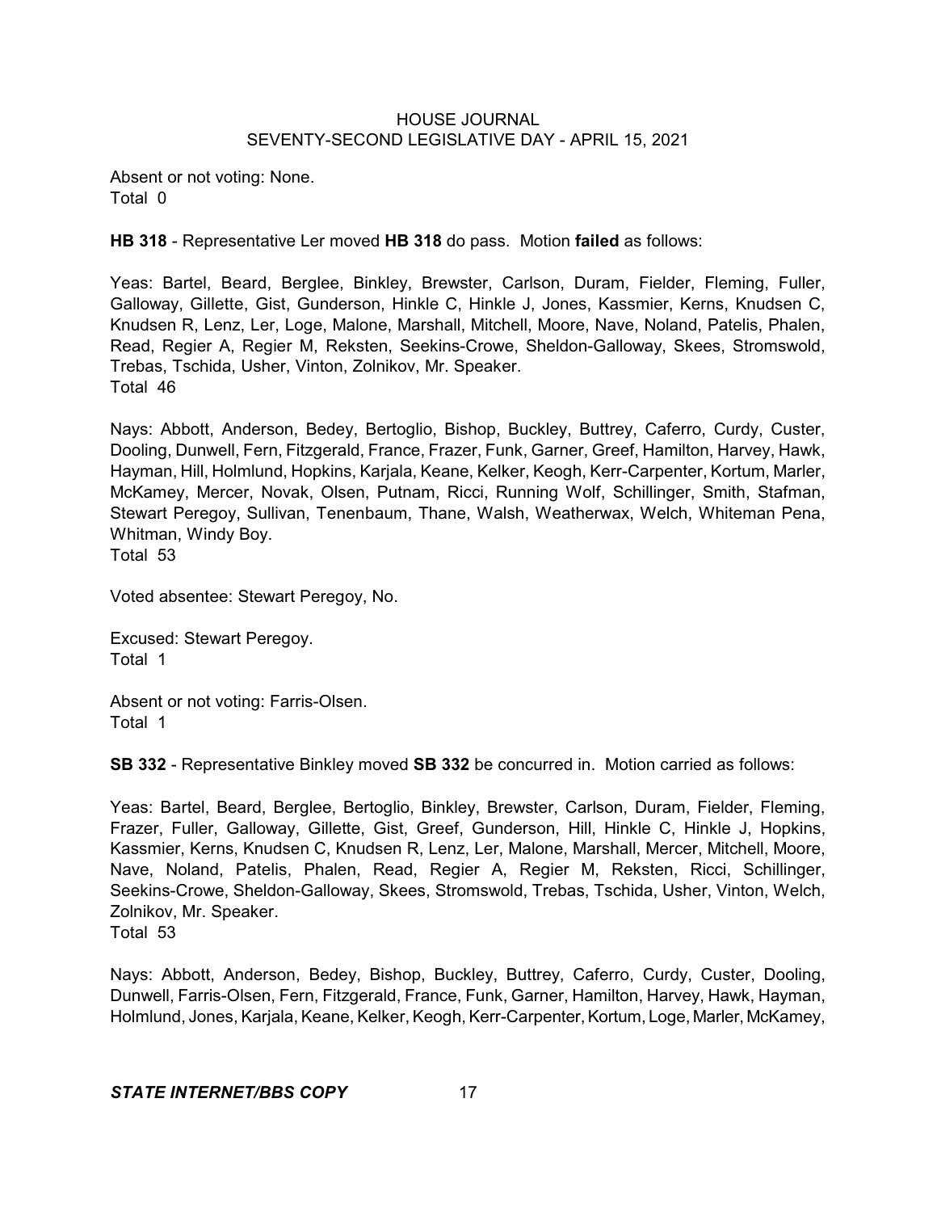Absent or not voting: None.
Total 0

**HB 318** - Representative Ler moved **HB 318** do pass. Motion **failed** as follows:

Yeas: Bartel, Beard, Berglee, Binkley, Brewster, Carlson, Duram, Fielder, Fleming, Fuller, Galloway, Gillette, Gist, Gunderson, Hinkle C, Hinkle J, Jones, Kassmier, Kerns, Knudsen C, Knudsen R, Lenz, Ler, Loge, Malone, Marshall, Mitchell, Moore, Nave, Noland, Patelis, Phalen, Read, Regier A, Regier M, Reksten, Seekins-Crowe, Sheldon-Galloway, Skees, Stromswold, Trebas, Tschida, Usher, Vinton, Zolnikov, Mr. Speaker.
Total 46

Nays: Abbott, Anderson, Bedey, Bertoglio, Bishop, Buckley, Buttrey, Caferro, Curdy, Custer, Dooling, Dunwell, Fern, Fitzgerald, France, Frazer, Funk, Garner, Greef, Hamilton, Harvey, Hawk, Hayman, Hill, Holmlund, Hopkins, Karjala, Keane, Kelker, Keogh, Kerr-Carpenter, Kortum, Marler, McKamey, Mercer, Novak, Olsen, Putnam, Ricci, Running Wolf, Schillinger, Smith, Stafman, Stewart Peregoy, Sullivan, Tenenbaum, Thane, Walsh, Weatherwax, Welch, Whiteman Pena, Whitman, Windy Boy.
Total 53

Voted absentee: Stewart Peregoy, No.

Excused: Stewart Peregoy.
Total 1

Absent or not voting: Farris-Olsen.
Total 1

**SB 332** - Representative Binkley moved **SB 332** be concurred in. Motion carried as follows:

Yeas: Bartel, Beard, Berglee, Bertoglio, Binkley, Brewster, Carlson, Duram, Fielder, Fleming, Frazer, Fuller, Galloway, Gillette, Gist, Greef, Gunderson, Hill, Hinkle C, Hinkle J, Hopkins, Kassmier, Kerns, Knudsen C, Knudsen R, Lenz, Ler, Malone, Marshall, Mercer, Mitchell, Moore, Nave, Noland, Patelis, Phalen, Read, Regier A, Regier M, Reksten, Ricci, Schillinger, Seekins-Crowe, Sheldon-Galloway, Skees, Stromswold, Trebas, Tschida, Usher, Vinton, Welch, Zolnikov, Mr. Speaker.
Total 53

Nays: Abbott, Anderson, Bedey, Bishop, Buckley, Buttrey, Caferro, Curdy, Custer, Dooling, Dunwell, Farris-Olsen, Fern, Fitzgerald, France, Funk, Garner, Hamilton, Harvey, Hawk, Hayman, Holmlund, Jones, Karjala, Keane, Kelker, Keogh, Kerr-Carpenter, Kortum, Loge, Marler, McKamey,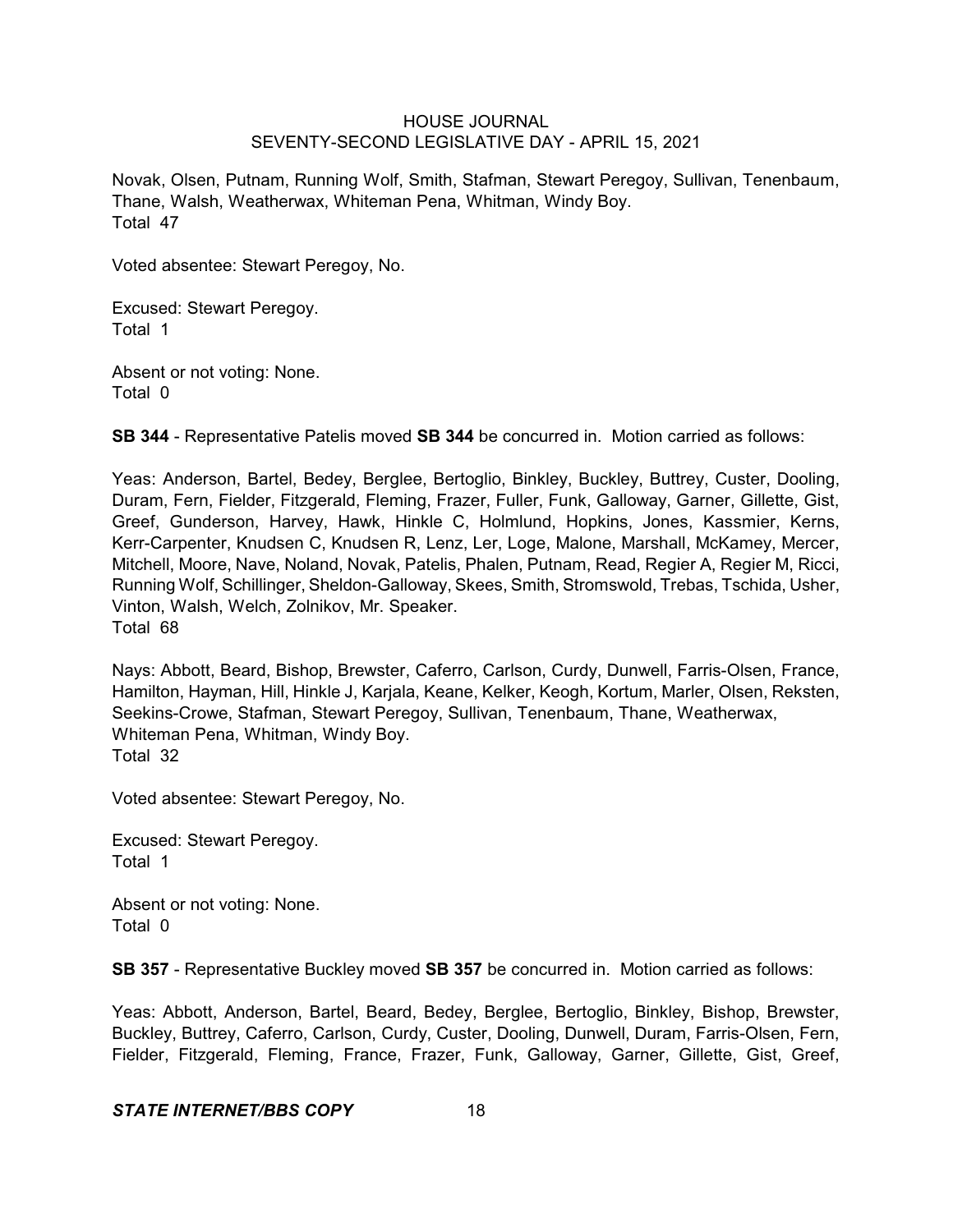Novak, Olsen, Putnam, Running Wolf, Smith, Stafman, Stewart Peregoy, Sullivan, Tenenbaum, Thane, Walsh, Weatherwax, Whiteman Pena, Whitman, Windy Boy.
Total 47

Voted absentee: Stewart Peregoy, No.

Excused: Stewart Peregoy.
Total 1

Absent or not voting: None.
Total 0

**SB 344** - Representative Patelis moved **SB 344** be concurred in. Motion carried as follows:

Yeas: Anderson, Bartel, Bedey, Berglee, Bertoglio, Binkley, Buckley, Buttrey, Custer, Dooling, Duram, Fern, Fielder, Fitzgerald, Fleming, Frazer, Fuller, Funk, Galloway, Garner, Gillette, Gist, Greef, Gunderson, Harvey, Hawk, Hinkle C, Holmlund, Hopkins, Jones, Kassmier, Kerns, Kerr-Carpenter, Knudsen C, Knudsen R, Lenz, Ler, Loge, Malone, Marshall, McKamey, Mercer, Mitchell, Moore, Nave, Noland, Novak, Patelis, Phalen, Putnam, Read, Regier A, Regier M, Ricci, Running Wolf, Schillinger, Sheldon-Galloway, Skees, Smith, Stromswold, Trebas, Tschida, Usher, Vinton, Walsh, Welch, Zolnikov, Mr. Speaker.
Total 68

Nays: Abbott, Beard, Bishop, Brewster, Caferro, Carlson, Curdy, Dunwell, Farris-Olsen, France, Hamilton, Hayman, Hill, Hinkle J, Karjala, Keane, Kelker, Keogh, Kortum, Marler, Olsen, Reksten, Seekins-Crowe, Stafman, Stewart Peregoy, Sullivan, Tenenbaum, Thane, Weatherwax, Whiteman Pena, Whitman, Windy Boy.
Total 32

Voted absentee: Stewart Peregoy, No.

Excused: Stewart Peregoy.
Total 1

Absent or not voting: None.
Total 0

**SB 357** - Representative Buckley moved **SB 357** be concurred in. Motion carried as follows:

Yeas: Abbott, Anderson, Bartel, Beard, Bedey, Berglee, Bertoglio, Binkley, Bishop, Brewster, Buckley, Buttrey, Caferro, Carlson, Curdy, Custer, Dooling, Dunwell, Duram, Farris-Olsen, Fern, Fielder, Fitzgerald, Fleming, France, Frazer, Funk, Galloway, Garner, Gillette, Gist, Greef,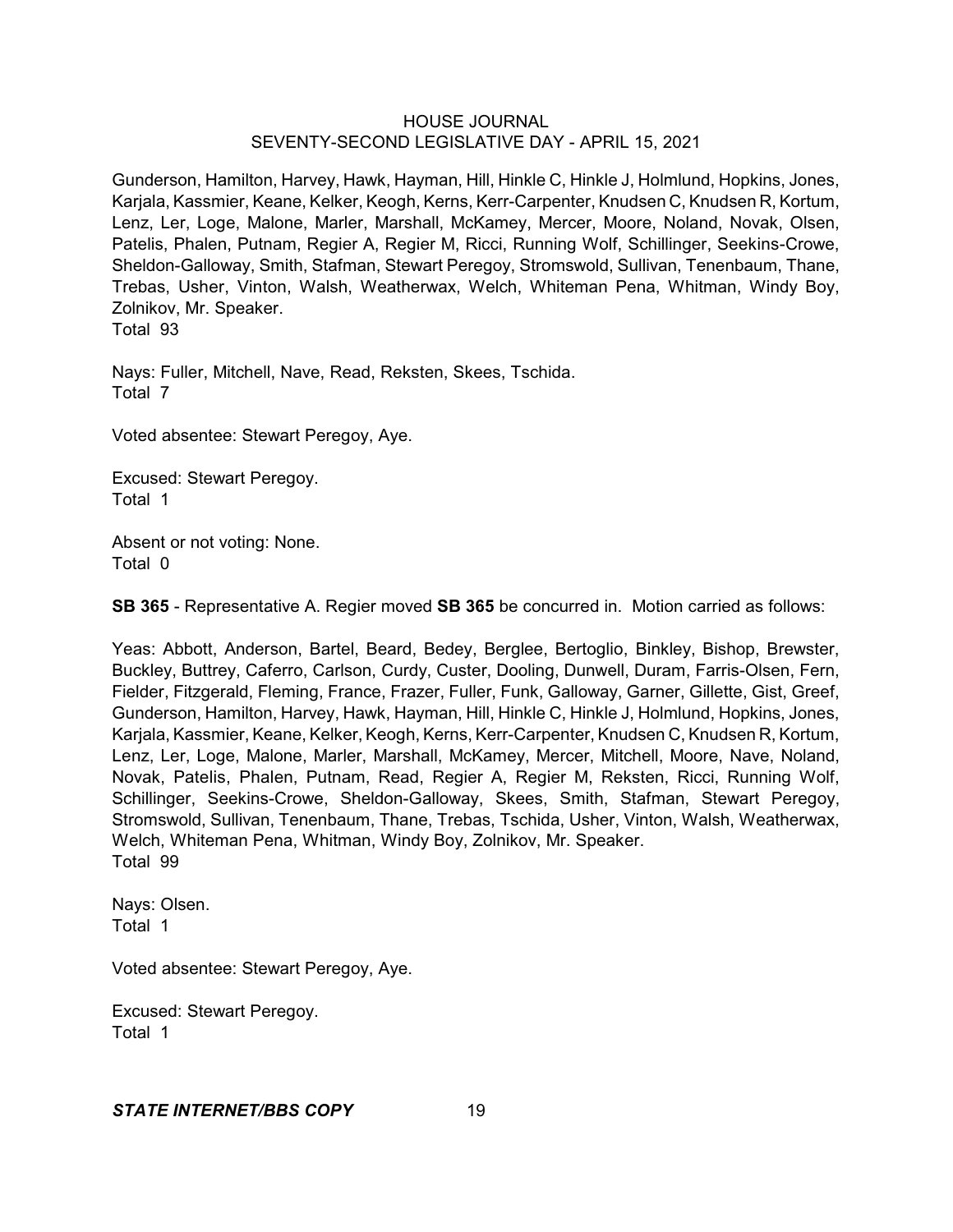Gunderson, Hamilton, Harvey, Hawk, Hayman, Hill, Hinkle C, Hinkle J, Holmlund, Hopkins, Jones, Karjala, Kassmier, Keane, Kelker, Keogh, Kerns, Kerr-Carpenter, Knudsen C, Knudsen R, Kortum, Lenz, Ler, Loge, Malone, Marler, Marshall, McKamey, Mercer, Moore, Noland, Novak, Olsen, Patelis, Phalen, Putnam, Regier A, Regier M, Ricci, Running Wolf, Schillinger, Seekins-Crowe, Sheldon-Galloway, Smith, Stafman, Stewart Peregoy, Stromswold, Sullivan, Tenenbaum, Thane, Trebas, Usher, Vinton, Walsh, Weatherwax, Welch, Whiteman Pena, Whitman, Windy Boy, Zolnikov, Mr. Speaker.
Total 93

Nays: Fuller, Mitchell, Nave, Read, Reksten, Skees, Tschida.
Total 7

Voted absentee: Stewart Peregoy, Aye.

Excused: Stewart Peregoy.
Total 1

Absent or not voting: None.
Total 0

**SB 365** - Representative A. Regier moved **SB 365** be concurred in. Motion carried as follows:

Yeas: Abbott, Anderson, Bartel, Beard, Bedey, Berglee, Bertoglio, Binkley, Bishop, Brewster, Buckley, Buttrey, Caferro, Carlson, Curdy, Custer, Dooling, Dunwell, Duram, Farris-Olsen, Fern, Fielder, Fitzgerald, Fleming, France, Frazer, Fuller, Funk, Galloway, Garner, Gillette, Gist, Greef, Gunderson, Hamilton, Harvey, Hawk, Hayman, Hill, Hinkle C, Hinkle J, Holmlund, Hopkins, Jones, Karjala, Kassmier, Keane, Kelker, Keogh, Kerns, Kerr-Carpenter, Knudsen C, Knudsen R, Kortum, Lenz, Ler, Loge, Malone, Marler, Marshall, McKamey, Mercer, Mitchell, Moore, Nave, Noland, Novak, Patelis, Phalen, Putnam, Read, Regier A, Regier M, Reksten, Ricci, Running Wolf, Schillinger, Seekins-Crowe, Sheldon-Galloway, Skees, Smith, Stafman, Stewart Peregoy, Stromswold, Sullivan, Tenenbaum, Thane, Trebas, Tschida, Usher, Vinton, Walsh, Weatherwax, Welch, Whiteman Pena, Whitman, Windy Boy, Zolnikov, Mr. Speaker.
Total 99

Nays: Olsen.
Total 1

Voted absentee: Stewart Peregoy, Aye.

Excused: Stewart Peregoy.
Total 1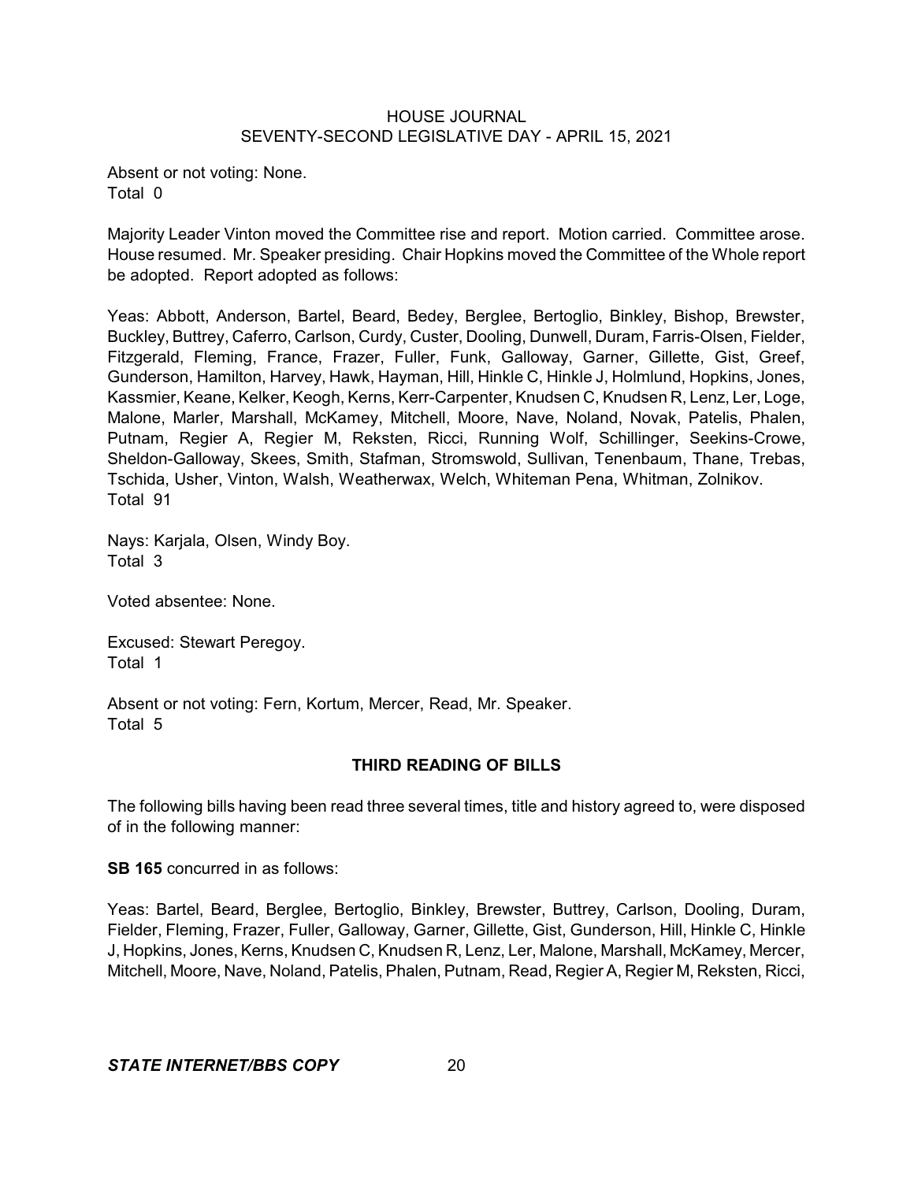Absent or not voting: None.
Total 0

Majority Leader Vinton moved the Committee rise and report. Motion carried. Committee arose. House resumed. Mr. Speaker presiding. Chair Hopkins moved the Committee of the Whole report be adopted. Report adopted as follows:

Yeas: Abbott, Anderson, Bartel, Beard, Bedey, Berglee, Bertoglio, Binkley, Bishop, Brewster, Buckley, Buttrey, Caferro, Carlson, Curdy, Custer, Dooling, Dunwell, Duram, Farris-Olsen, Fielder, Fitzgerald, Fleming, France, Frazer, Fuller, Funk, Galloway, Garner, Gillette, Gist, Greef, Gunderson, Hamilton, Harvey, Hawk, Hayman, Hill, Hinkle C, Hinkle J, Holmlund, Hopkins, Jones, Kassmier, Keane, Kelker, Keogh, Kerns, Kerr-Carpenter, Knudsen C, Knudsen R, Lenz, Ler, Loge, Malone, Marler, Marshall, McKamey, Mitchell, Moore, Nave, Noland, Novak, Patelis, Phalen, Putnam, Regier A, Regier M, Reksten, Ricci, Running Wolf, Schillinger, Seekins-Crowe, Sheldon-Galloway, Skees, Smith, Stafman, Stromswold, Sullivan, Tenenbaum, Thane, Trebas, Tschida, Usher, Vinton, Walsh, Weatherwax, Welch, Whiteman Pena, Whitman, Zolnikov.
Total 91

Nays: Karjala, Olsen, Windy Boy.
Total 3

Voted absentee: None.

Excused: Stewart Peregoy.
Total 1

Absent or not voting: Fern, Kortum, Mercer, Read, Mr. Speaker.
Total 5

## THIRD READING OF BILLS

The following bills having been read three several times, title and history agreed to, were disposed of in the following manner:

**SB 165** concurred in as follows:

Yeas: Bartel, Beard, Berglee, Bertoglio, Binkley, Brewster, Buttrey, Carlson, Dooling, Duram, Fielder, Fleming, Frazer, Fuller, Galloway, Garner, Gillette, Gist, Gunderson, Hill, Hinkle C, Hinkle J, Hopkins, Jones, Kerns, Knudsen C, Knudsen R, Lenz, Ler, Malone, Marshall, McKamey, Mercer, Mitchell, Moore, Nave, Noland, Patelis, Phalen, Putnam, Read, Regier A, Regier M, Reksten, Ricci,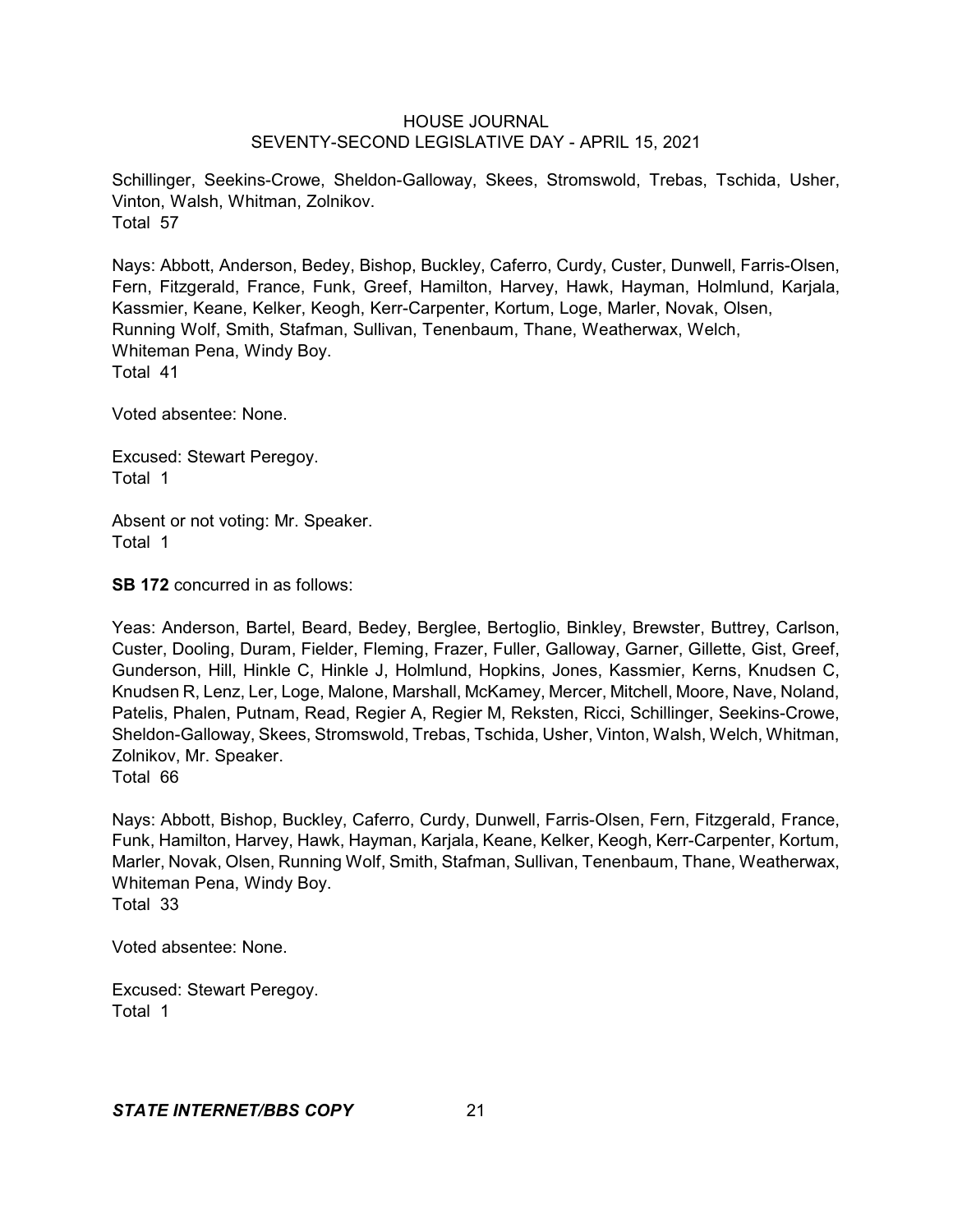Schillinger, Seekins-Crowe, Sheldon-Galloway, Skees, Stromswold, Trebas, Tschida, Usher, Vinton, Walsh, Whitman, Zolnikov.
Total 57

Nays: Abbott, Anderson, Bedey, Bishop, Buckley, Caferro, Curdy, Custer, Dunwell, Farris-Olsen, Fern, Fitzgerald, France, Funk, Greef, Hamilton, Harvey, Hawk, Hayman, Holmlund, Karjala, Kassmier, Keane, Kelker, Keogh, Kerr-Carpenter, Kortum, Loge, Marler, Novak, Olsen, Running Wolf, Smith, Stafman, Sullivan, Tenenbaum, Thane, Weatherwax, Welch, Whiteman Pena, Windy Boy.
Total 41

Voted absentee: None.

Excused: Stewart Peregoy.
Total 1

Absent or not voting: Mr. Speaker.
Total 1

**SB 172** concurred in as follows:

Yeas: Anderson, Bartel, Beard, Bedey, Berglee, Bertoglio, Binkley, Brewster, Buttrey, Carlson, Custer, Dooling, Duram, Fielder, Fleming, Frazer, Fuller, Galloway, Garner, Gillette, Gist, Greef, Gunderson, Hill, Hinkle C, Hinkle J, Holmlund, Hopkins, Jones, Kassmier, Kerns, Knudsen C, Knudsen R, Lenz, Ler, Loge, Malone, Marshall, McKamey, Mercer, Mitchell, Moore, Nave, Noland, Patelis, Phalen, Putnam, Read, Regier A, Regier M, Reksten, Ricci, Schillinger, Seekins-Crowe, Sheldon-Galloway, Skees, Stromswold, Trebas, Tschida, Usher, Vinton, Walsh, Welch, Whitman, Zolnikov, Mr. Speaker.
Total 66

Nays: Abbott, Bishop, Buckley, Caferro, Curdy, Dunwell, Farris-Olsen, Fern, Fitzgerald, France, Funk, Hamilton, Harvey, Hawk, Hayman, Karjala, Keane, Kelker, Keogh, Kerr-Carpenter, Kortum, Marler, Novak, Olsen, Running Wolf, Smith, Stafman, Sullivan, Tenenbaum, Thane, Weatherwax, Whiteman Pena, Windy Boy.
Total 33

Voted absentee: None.

Excused: Stewart Peregoy.
Total 1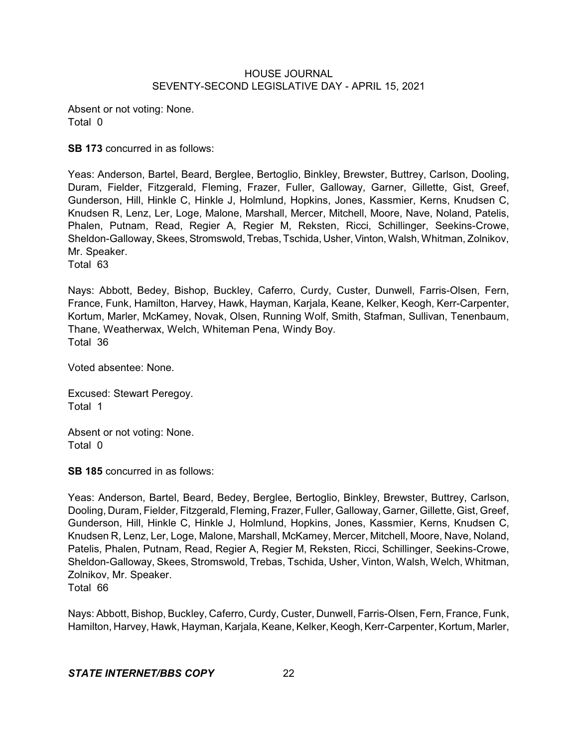Absent or not voting: None.
Total 0

**SB 173** concurred in as follows:

Yeas: Anderson, Bartel, Beard, Berglee, Bertoglio, Binkley, Brewster, Buttrey, Carlson, Dooling, Duram, Fielder, Fitzgerald, Fleming, Frazer, Fuller, Galloway, Garner, Gillette, Gist, Greef, Gunderson, Hill, Hinkle C, Hinkle J, Holmlund, Hopkins, Jones, Kassmier, Kerns, Knudsen C, Knudsen R, Lenz, Ler, Loge, Malone, Marshall, Mercer, Mitchell, Moore, Nave, Noland, Patelis, Phalen, Putnam, Read, Regier A, Regier M, Reksten, Ricci, Schillinger, Seekins-Crowe, Sheldon-Galloway, Skees, Stromswold, Trebas, Tschida, Usher, Vinton, Walsh, Whitman, Zolnikov, Mr. Speaker.
Total 63

Nays: Abbott, Bedey, Bishop, Buckley, Caferro, Curdy, Custer, Dunwell, Farris-Olsen, Fern, France, Funk, Hamilton, Harvey, Hawk, Hayman, Karjala, Keane, Kelker, Keogh, Kerr-Carpenter, Kortum, Marler, McKamey, Novak, Olsen, Running Wolf, Smith, Stafman, Sullivan, Tenenbaum, Thane, Weatherwax, Welch, Whiteman Pena, Windy Boy.
Total 36

Voted absentee: None.

Excused: Stewart Peregoy.
Total 1

Absent or not voting: None.
Total 0

**SB 185** concurred in as follows:

Yeas: Anderson, Bartel, Beard, Bedey, Berglee, Bertoglio, Binkley, Brewster, Buttrey, Carlson, Dooling, Duram, Fielder, Fitzgerald, Fleming, Frazer, Fuller, Galloway, Garner, Gillette, Gist, Greef, Gunderson, Hill, Hinkle C, Hinkle J, Holmlund, Hopkins, Jones, Kassmier, Kerns, Knudsen C, Knudsen R, Lenz, Ler, Loge, Malone, Marshall, McKamey, Mercer, Mitchell, Moore, Nave, Noland, Patelis, Phalen, Putnam, Read, Regier A, Regier M, Reksten, Ricci, Schillinger, Seekins-Crowe, Sheldon-Galloway, Skees, Stromswold, Trebas, Tschida, Usher, Vinton, Walsh, Welch, Whitman, Zolnikov, Mr. Speaker.
Total 66

Nays: Abbott, Bishop, Buckley, Caferro, Curdy, Custer, Dunwell, Farris-Olsen, Fern, France, Funk, Hamilton, Harvey, Hawk, Hayman, Karjala, Keane, Kelker, Keogh, Kerr-Carpenter, Kortum, Marler,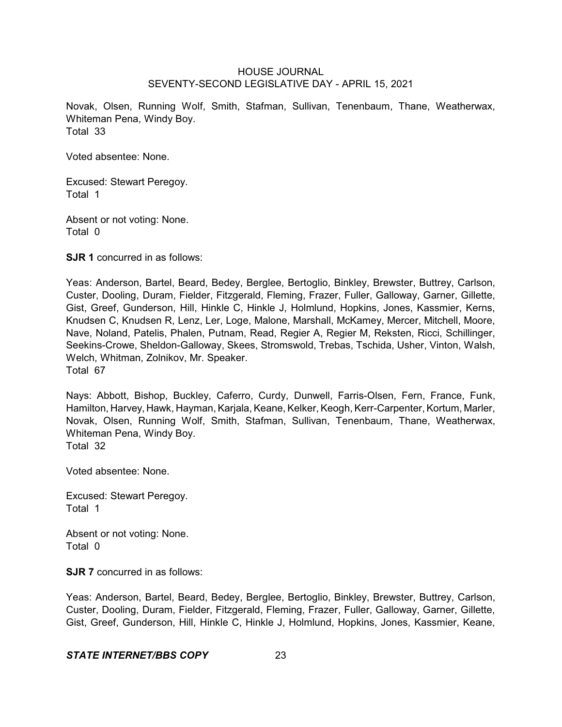Novak, Olsen, Running Wolf, Smith, Stafman, Sullivan, Tenenbaum, Thane, Weatherwax, Whiteman Pena, Windy Boy.
Total 33

Voted absentee: None.

Excused: Stewart Peregoy.
Total 1

Absent or not voting: None.
Total 0

**SJR 1** concurred in as follows:

Yeas: Anderson, Bartel, Beard, Bedey, Berglee, Bertoglio, Binkley, Brewster, Buttrey, Carlson, Custer, Dooling, Duram, Fielder, Fitzgerald, Fleming, Frazer, Fuller, Galloway, Garner, Gillette, Gist, Greef, Gunderson, Hill, Hinkle C, Hinkle J, Holmlund, Hopkins, Jones, Kassmier, Kerns, Knudsen C, Knudsen R, Lenz, Ler, Loge, Malone, Marshall, McKamey, Mercer, Mitchell, Moore, Nave, Noland, Patelis, Phalen, Putnam, Read, Regier A, Regier M, Reksten, Ricci, Schillinger, Seekins-Crowe, Sheldon-Galloway, Skees, Stromswold, Trebas, Tschida, Usher, Vinton, Walsh, Welch, Whitman, Zolnikov, Mr. Speaker.
Total 67

Nays: Abbott, Bishop, Buckley, Caferro, Curdy, Dunwell, Farris-Olsen, Fern, France, Funk, Hamilton, Harvey, Hawk, Hayman, Karjala, Keane, Kelker, Keogh, Kerr-Carpenter, Kortum, Marler, Novak, Olsen, Running Wolf, Smith, Stafman, Sullivan, Tenenbaum, Thane, Weatherwax, Whiteman Pena, Windy Boy.
Total 32

Voted absentee: None.

Excused: Stewart Peregoy.
Total 1

Absent or not voting: None.
Total 0

**SJR 7** concurred in as follows:

Yeas: Anderson, Bartel, Beard, Bedey, Berglee, Bertoglio, Binkley, Brewster, Buttrey, Carlson, Custer, Dooling, Duram, Fielder, Fitzgerald, Fleming, Frazer, Fuller, Galloway, Garner, Gillette, Gist, Greef, Gunderson, Hill, Hinkle C, Hinkle J, Holmlund, Hopkins, Jones, Kassmier, Keane,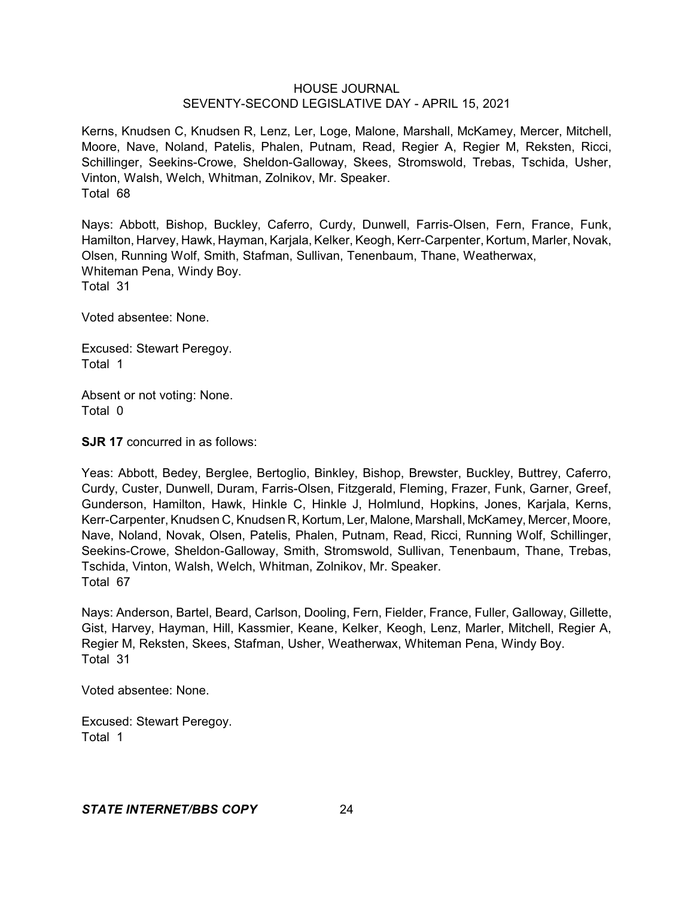Kerns, Knudsen C, Knudsen R, Lenz, Ler, Loge, Malone, Marshall, McKamey, Mercer, Mitchell, Moore, Nave, Noland, Patelis, Phalen, Putnam, Read, Regier A, Regier M, Reksten, Ricci, Schillinger, Seekins-Crowe, Sheldon-Galloway, Skees, Stromswold, Trebas, Tschida, Usher, Vinton, Walsh, Welch, Whitman, Zolnikov, Mr. Speaker.
Total 68

Nays: Abbott, Bishop, Buckley, Caferro, Curdy, Dunwell, Farris-Olsen, Fern, France, Funk, Hamilton, Harvey, Hawk, Hayman, Karjala, Kelker, Keogh, Kerr-Carpenter, Kortum, Marler, Novak, Olsen, Running Wolf, Smith, Stafman, Sullivan, Tenenbaum, Thane, Weatherwax, Whiteman Pena, Windy Boy.
Total 31

Voted absentee: None.

Excused: Stewart Peregoy.
Total 1

Absent or not voting: None.
Total 0

**SJR 17** concurred in as follows:

Yeas: Abbott, Bedey, Berglee, Bertoglio, Binkley, Bishop, Brewster, Buckley, Buttrey, Caferro, Curdy, Custer, Dunwell, Duram, Farris-Olsen, Fitzgerald, Fleming, Frazer, Funk, Garner, Greef, Gunderson, Hamilton, Hawk, Hinkle C, Hinkle J, Holmlund, Hopkins, Jones, Karjala, Kerns, Kerr-Carpenter, Knudsen C, Knudsen R, Kortum, Ler, Malone, Marshall, McKamey, Mercer, Moore, Nave, Noland, Novak, Olsen, Patelis, Phalen, Putnam, Read, Ricci, Running Wolf, Schillinger, Seekins-Crowe, Sheldon-Galloway, Smith, Stromswold, Sullivan, Tenenbaum, Thane, Trebas, Tschida, Vinton, Walsh, Welch, Whitman, Zolnikov, Mr. Speaker.
Total 67

Nays: Anderson, Bartel, Beard, Carlson, Dooling, Fern, Fielder, France, Fuller, Galloway, Gillette, Gist, Harvey, Hayman, Hill, Kassmier, Keane, Kelker, Keogh, Lenz, Marler, Mitchell, Regier A, Regier M, Reksten, Skees, Stafman, Usher, Weatherwax, Whiteman Pena, Windy Boy.
Total 31

Voted absentee: None.

Excused: Stewart Peregoy.
Total 1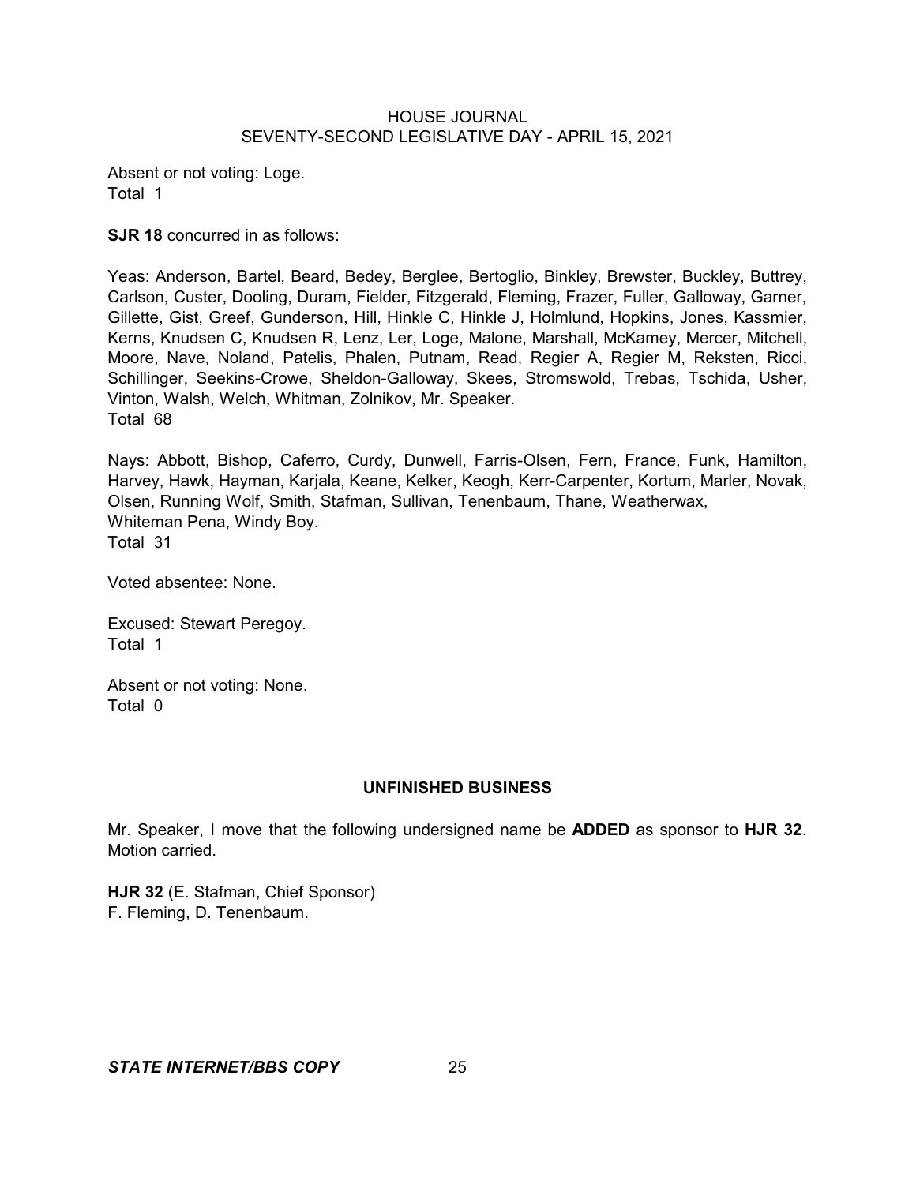Absent or not voting: Loge.
Total 1

**SJR 18** concurred in as follows:

Yeas: Anderson, Bartel, Beard, Bedey, Berglee, Bertoglio, Binkley, Brewster, Buckley, Buttrey, Carlson, Custer, Dooling, Duram, Fielder, Fitzgerald, Fleming, Frazer, Fuller, Galloway, Garner, Gillette, Gist, Greef, Gunderson, Hill, Hinkle C, Hinkle J, Holmlund, Hopkins, Jones, Kassmier, Kerns, Knudsen C, Knudsen R, Lenz, Ler, Loge, Malone, Marshall, McKamey, Mercer, Mitchell, Moore, Nave, Noland, Patelis, Phalen, Putnam, Read, Regier A, Regier M, Reksten, Ricci, Schillinger, Seekins-Crowe, Sheldon-Galloway, Skees, Stromswold, Trebas, Tschida, Usher, Vinton, Walsh, Welch, Whitman, Zolnikov, Mr. Speaker.
Total 68

Nays: Abbott, Bishop, Caferro, Curdy, Dunwell, Farris-Olsen, Fern, France, Funk, Hamilton, Harvey, Hawk, Hayman, Karjala, Keane, Kelker, Keogh, Kerr-Carpenter, Kortum, Marler, Novak, Olsen, Running Wolf, Smith, Stafman, Sullivan, Tenenbaum, Thane, Weatherwax, Whiteman Pena, Windy Boy.
Total 31

Voted absentee: None.

Excused: Stewart Peregoy.
Total 1

Absent or not voting: None.
Total 0

## UNFINISHED BUSINESS

Mr. Speaker, I move that the following undersigned name be **ADDED** as sponsor to **HJR 32**. Motion carried.

**HJR 32** (E. Stafman, Chief Sponsor)
F. Fleming, D. Tenenbaum.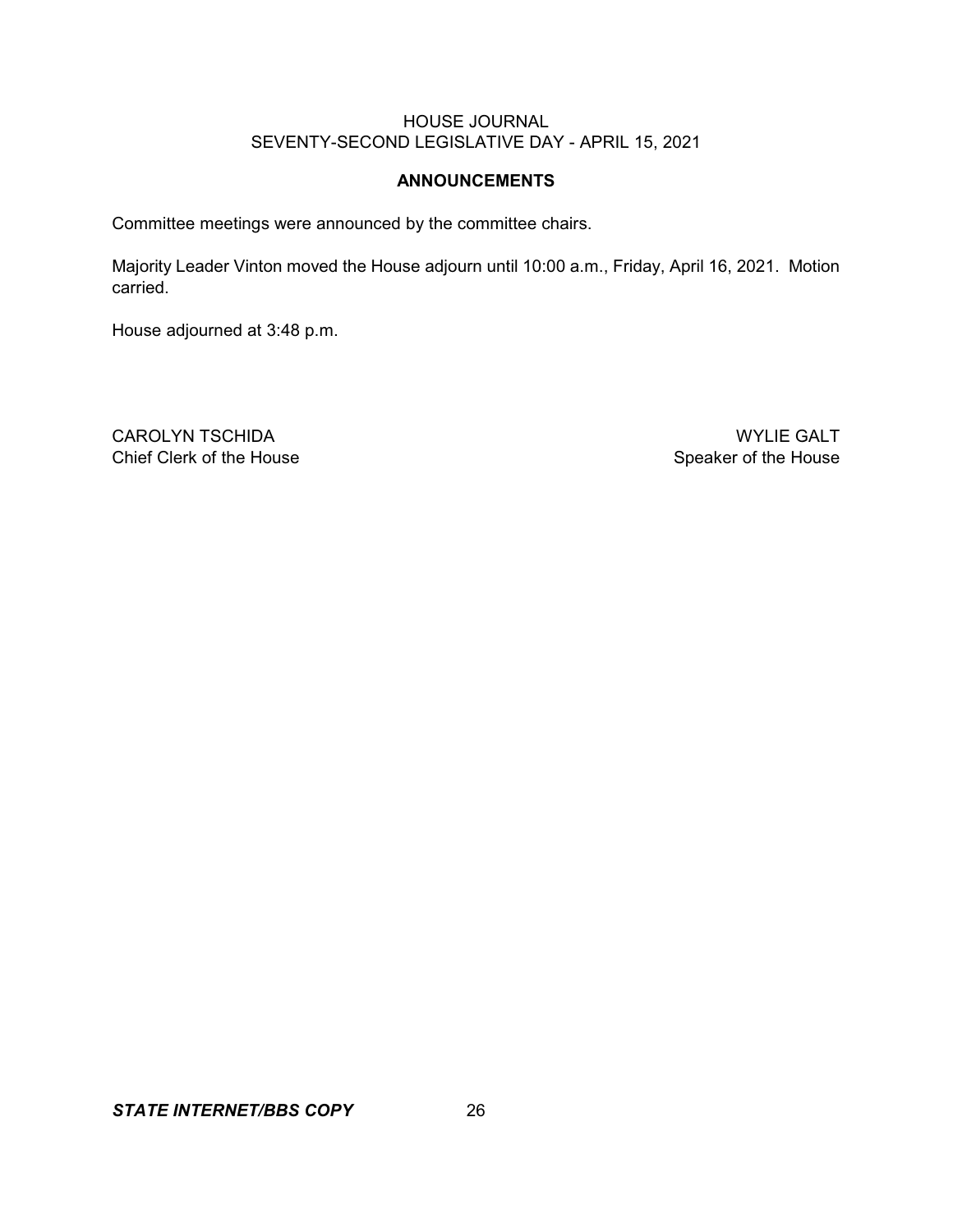HOUSE JOURNAL
SEVENTY-SECOND LEGISLATIVE DAY - APRIL 15, 2021

## ANNOUNCEMENTS

Committee meetings were announced by the committee chairs.

Majority Leader Vinton moved the House adjourn until 10:00 a.m., Friday, April 16, 2021. Motion carried.

House adjourned at 3:48 p.m.

CAROLYN TSCHIDA
Chief Clerk of the House

WYLIE GALT
Speaker of the House

***STATE INTERNET/BBS COPY***